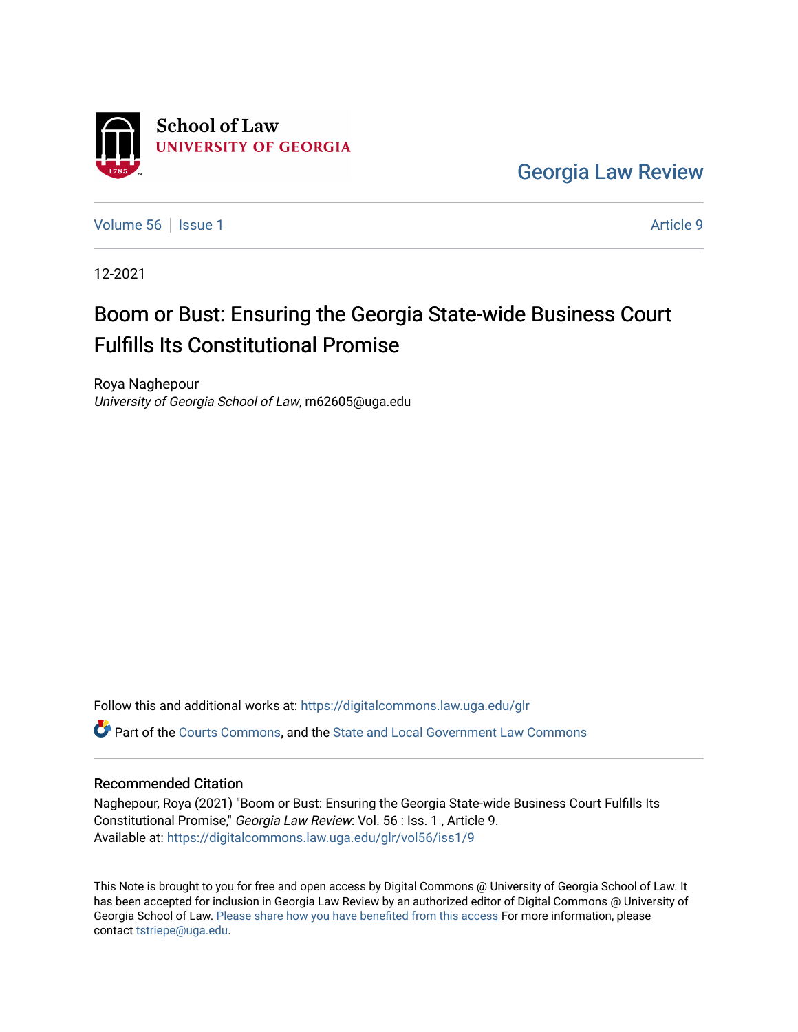School of Law
UNIVERSITY OF GEORGIA

Georgia Law Review

Volume 56 | Issue 1 | Article 9

12-2021

# Boom or Bust: Ensuring the Georgia State-wide Business Court Fulfills Its Constitutional Promise

Roya Naghepour
*University of Georgia School of Law*, rn62605@uga.edu

Follow this and additional works at: https://digitalcommons.law.uga.edu/glr

Part of the Courts Commons, and the State and Local Government Law Commons

## Recommended Citation

Naghepour, Roya (2021) "Boom or Bust: Ensuring the Georgia State-wide Business Court Fulfills Its Constitutional Promise," *Georgia Law Review*: Vol. 56 : Iss. 1 , Article 9.
Available at: https://digitalcommons.law.uga.edu/glr/vol56/iss1/9

This Note is brought to you for free and open access by Digital Commons @ University of Georgia School of Law. It has been accepted for inclusion in Georgia Law Review by an authorized editor of Digital Commons @ University of Georgia School of Law. Please share how you have benefited from this access For more information, please contact tstriepe@uga.edu.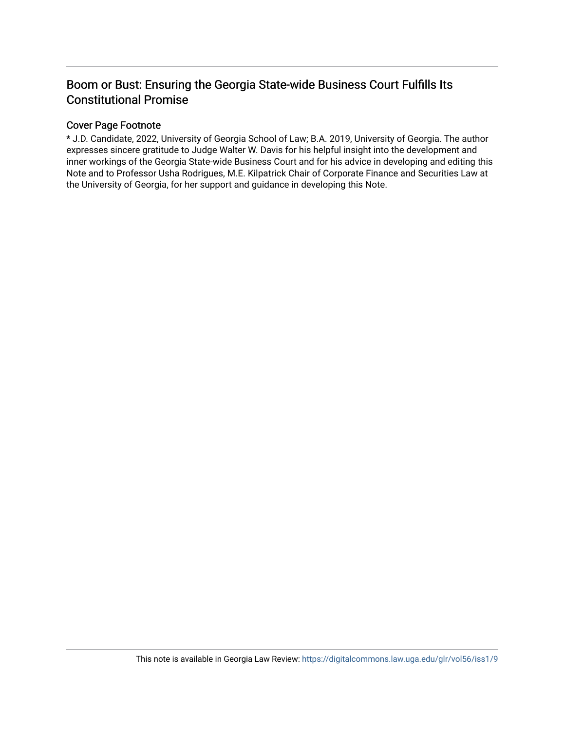# Boom or Bust: Ensuring the Georgia State-wide Business Court Fulfills Its Constitutional Promise

## Cover Page Footnote

* J.D. Candidate, 2022, University of Georgia School of Law; B.A. 2019, University of Georgia. The author expresses sincere gratitude to Judge Walter W. Davis for his helpful insight into the development and inner workings of the Georgia State-wide Business Court and for his advice in developing and editing this Note and to Professor Usha Rodrigues, M.E. Kilpatrick Chair of Corporate Finance and Securities Law at the University of Georgia, for her support and guidance in developing this Note.

This note is available in Georgia Law Review: https://digitalcommons.law.uga.edu/glr/vol56/iss1/9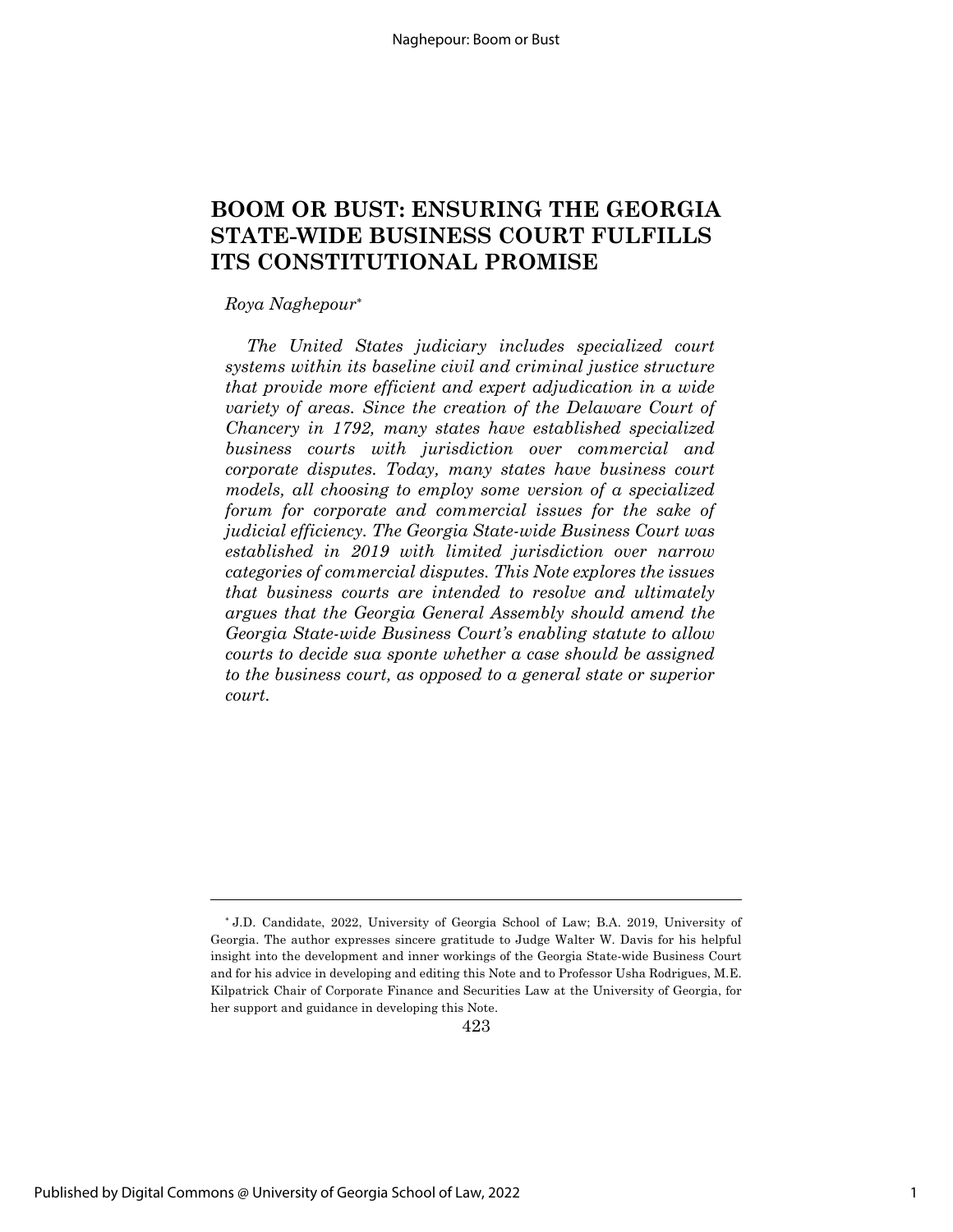# BOOM OR BUST: ENSURING THE GEORGIA STATE-WIDE BUSINESS COURT FULFILLS ITS CONSTITUTIONAL PROMISE

*Roya Naghepour*[*]

*The United States judiciary includes specialized court systems within its baseline civil and criminal justice structure that provide more efficient and expert adjudication in a wide variety of areas. Since the creation of the Delaware Court of Chancery in 1792, many states have established specialized business courts with jurisdiction over commercial and corporate disputes. Today, many states have business court models, all choosing to employ some version of a specialized forum for corporate and commercial issues for the sake of judicial efficiency. The Georgia State-wide Business Court was established in 2019 with limited jurisdiction over narrow categories of commercial disputes. This Note explores the issues that business courts are intended to resolve and ultimately argues that the Georgia General Assembly should amend the Georgia State-wide Business Court's enabling statute to allow courts to decide sua sponte whether a case should be assigned to the business court, as opposed to a general state or superior court.*

---

[*] J.D. Candidate, 2022, University of Georgia School of Law; B.A. 2019, University of Georgia. The author expresses sincere gratitude to Judge Walter W. Davis for his helpful insight into the development and inner workings of the Georgia State-wide Business Court and for his advice in developing and editing this Note and to Professor Usha Rodrigues, M.E. Kilpatrick Chair of Corporate Finance and Securities Law at the University of Georgia, for her support and guidance in developing this Note.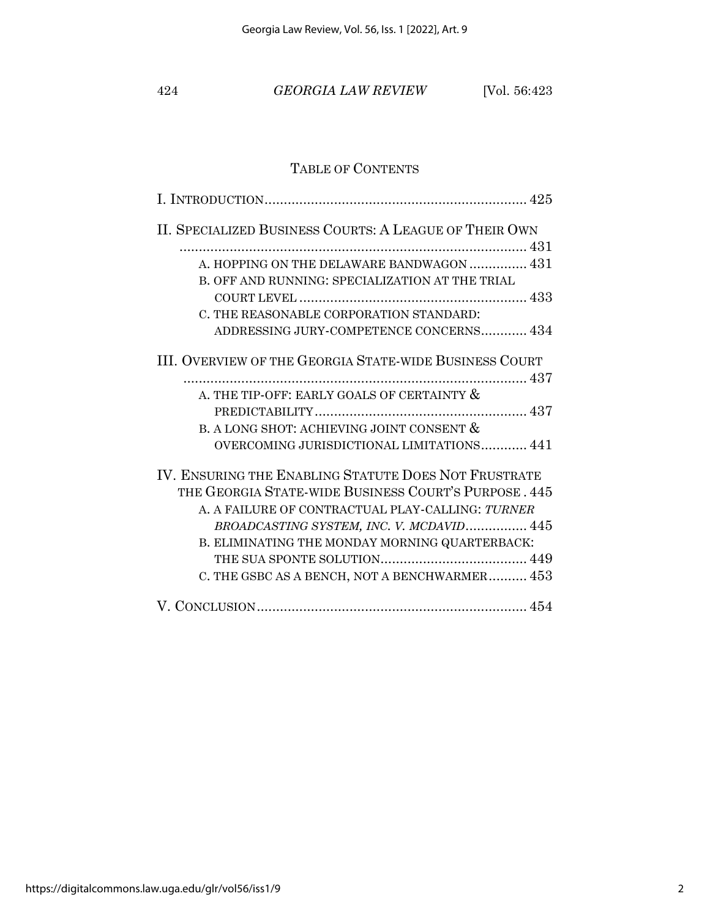## TABLE OF CONTENTS

I. INTRODUCTION .................................................................... 425

II. SPECIALIZED BUSINESS COURTS: A LEAGUE OF THEIR OWN ........................................................................................ 431

- A. HOPPING ON THE DELAWARE BANDWAGON ............... 431
- B. OFF AND RUNNING: SPECIALIZATION AT THE TRIAL COURT LEVEL ........................................................... 433
- C. THE REASONABLE CORPORATION STANDARD: ADDRESSING JURY-COMPETENCE CONCERNS............ 434

III. OVERVIEW OF THE GEORGIA STATE-WIDE BUSINESS COURT ........................................................................................ 437

- A. THE TIP-OFF: EARLY GOALS OF CERTAINTY & PREDICTABILITY ....................................................... 437
- B. A LONG SHOT: ACHIEVING JOINT CONSENT & OVERCOMING JURISDICTIONAL LIMITATIONS............ 441

IV. ENSURING THE ENABLING STATUTE DOES NOT FRUSTRATE THE GEORGIA STATE-WIDE BUSINESS COURT'S PURPOSE . 445

- A. A FAILURE OF CONTRACTUAL PLAY-CALLING: *TURNER BROADCASTING SYSTEM, INC. V. MCDAVID*................ 445
- B. ELIMINATING THE MONDAY MORNING QUARTERBACK: THE SUA SPONTE SOLUTION...................................... 449
- C. THE GSBC AS A BENCH, NOT A BENCHWARMER.......... 453

V. CONCLUSION ..................................................................... 454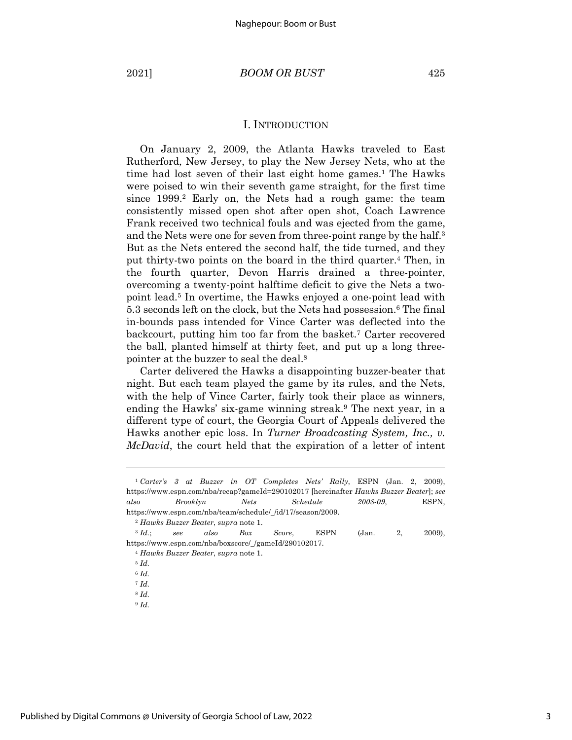## I. INTRODUCTION

On January 2, 2009, the Atlanta Hawks traveled to East Rutherford, New Jersey, to play the New Jersey Nets, who at the time had lost seven of their last eight home games.[1] The Hawks were poised to win their seventh game straight, for the first time since 1999.[2] Early on, the Nets had a rough game: the team consistently missed open shot after open shot, Coach Lawrence Frank received two technical fouls and was ejected from the game, and the Nets were one for seven from three-point range by the half.[3] But as the Nets entered the second half, the tide turned, and they put thirty-two points on the board in the third quarter.[4] Then, in the fourth quarter, Devon Harris drained a three-pointer, overcoming a twenty-point halftime deficit to give the Nets a two-point lead.[5] In overtime, the Hawks enjoyed a one-point lead with 5.3 seconds left on the clock, but the Nets had possession.[6] The final in-bounds pass intended for Vince Carter was deflected into the backcourt, putting him too far from the basket.[7] Carter recovered the ball, planted himself at thirty feet, and put up a long three-pointer at the buzzer to seal the deal.[8]

Carter delivered the Hawks a disappointing buzzer-beater that night. But each team played the game by its rules, and the Nets, with the help of Vince Carter, fairly took their place as winners, ending the Hawks' six-game winning streak.[9] The next year, in a different type of court, the Georgia Court of Appeals delivered the Hawks another epic loss. In *Turner Broadcasting System, Inc., v. McDavid*, the court held that the expiration of a letter of intent

---

[1] *Carter's 3 at Buzzer in OT Completes Nets' Rally*, ESPN (Jan. 2, 2009), https://www.espn.com/nba/recap?gameId=290102017 [hereinafter *Hawks Buzzer Beater*]; *see also Brooklyn Nets Schedule 2008-09*, ESPN, https://www.espn.com/nba/team/schedule/_/id/17/season/2009.

[2] *Hawks Buzzer Beater*, *supra* note 1.

[3] *Id.*; *see also Box Score*, ESPN (Jan. 2, 2009), https://www.espn.com/nba/boxscore/_/gameId/290102017.

[4] *Hawks Buzzer Beater*, *supra* note 1.

[5] *Id.*

[6] *Id.*

[7] *Id.*

[8] *Id.*

[9] *Id.*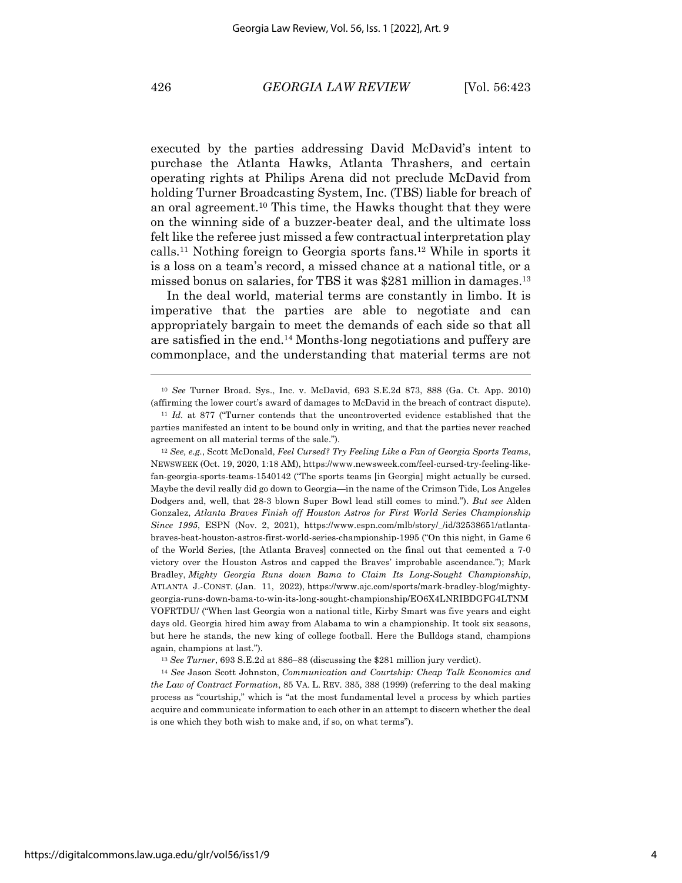executed by the parties addressing David McDavid's intent to purchase the Atlanta Hawks, Atlanta Thrashers, and certain operating rights at Philips Arena did not preclude McDavid from holding Turner Broadcasting System, Inc. (TBS) liable for breach of an oral agreement.[10] This time, the Hawks thought that they were on the winning side of a buzzer-beater deal, and the ultimate loss felt like the referee just missed a few contractual interpretation play calls.[11] Nothing foreign to Georgia sports fans.[12] While in sports it is a loss on a team's record, a missed chance at a national title, or a missed bonus on salaries, for TBS it was $281 million in damages.[13]

In the deal world, material terms are constantly in limbo. It is imperative that the parties are able to negotiate and can appropriately bargain to meet the demands of each side so that all are satisfied in the end.[14] Months-long negotiations and puffery are commonplace, and the understanding that material terms are not

---

[10] *See* Turner Broad. Sys., Inc. v. McDavid, 693 S.E.2d 873, 888 (Ga. Ct. App. 2010) (affirming the lower court's award of damages to McDavid in the breach of contract dispute).

[11] *Id.* at 877 ("Turner contends that the uncontroverted evidence established that the parties manifested an intent to be bound only in writing, and that the parties never reached agreement on all material terms of the sale.").

[12] *See, e.g.*, Scott McDonald, *Feel Cursed? Try Feeling Like a Fan of Georgia Sports Teams*, NEWSWEEK (Oct. 19, 2020, 1:18 AM), https://www.newsweek.com/feel-cursed-try-feeling-like-fan-georgia-sports-teams-1540142 ("The sports teams [in Georgia] might actually be cursed. Maybe the devil really did go down to Georgia—in the name of the Crimson Tide, Los Angeles Dodgers and, well, that 28-3 blown Super Bowl lead still comes to mind."). *But see* Alden Gonzalez, *Atlanta Braves Finish off Houston Astros for First World Series Championship Since 1995*, ESPN (Nov. 2, 2021), https://www.espn.com/mlb/story/_/id/32538651/atlanta-braves-beat-houston-astros-first-world-series-championship-1995 ("On this night, in Game 6 of the World Series, [the Atlanta Braves] connected on the final out that cemented a 7-0 victory over the Houston Astros and capped the Braves' improbable ascendance."); Mark Bradley, *Mighty Georgia Runs down Bama to Claim Its Long-Sought Championship*, ATLANTA J.-CONST. (Jan. 11, 2022), https://www.ajc.com/sports/mark-bradley-blog/mighty-georgia-runs-down-bama-to-win-its-long-sought-championship/EO6X4LNRIBDGFG4LTNMVOFRTDU/ ("When last Georgia won a national title, Kirby Smart was five years and eight days old. Georgia hired him away from Alabama to win a championship. It took six seasons, but here he stands, the new king of college football. Here the Bulldogs stand, champions again, champions at last.").

[13] *See Turner*, 693 S.E.2d at 886–88 (discussing the $281 million jury verdict).

[14] *See* Jason Scott Johnston, *Communication and Courtship: Cheap Talk Economics and the Law of Contract Formation*, 85 VA. L. REV. 385, 388 (1999) (referring to the deal making process as "courtship," which is "at the most fundamental level a process by which parties acquire and communicate information to each other in an attempt to discern whether the deal is one which they both wish to make and, if so, on what terms").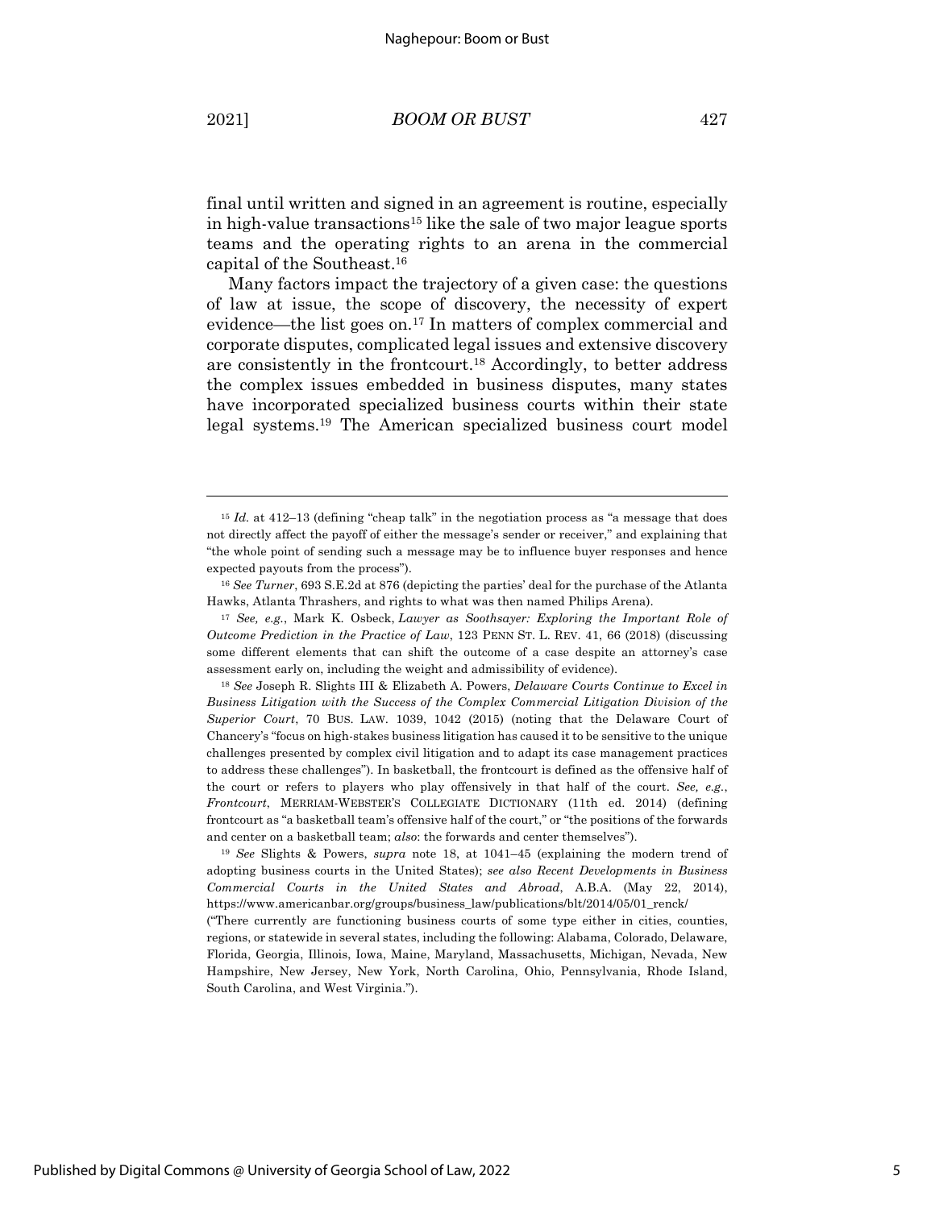final until written and signed in an agreement is routine, especially in high-value transactions[15] like the sale of two major league sports teams and the operating rights to an arena in the commercial capital of the Southeast.[16]

Many factors impact the trajectory of a given case: the questions of law at issue, the scope of discovery, the necessity of expert evidence—the list goes on.[17] In matters of complex commercial and corporate disputes, complicated legal issues and extensive discovery are consistently in the frontcourt.[18] Accordingly, to better address the complex issues embedded in business disputes, many states have incorporated specialized business courts within their state legal systems.[19] The American specialized business court model

---

[15] *Id.* at 412–13 (defining "cheap talk" in the negotiation process as "a message that does not directly affect the payoff of either the message's sender or receiver," and explaining that "the whole point of sending such a message may be to influence buyer responses and hence expected payouts from the process").

[16] *See Turner*, 693 S.E.2d at 876 (depicting the parties' deal for the purchase of the Atlanta Hawks, Atlanta Thrashers, and rights to what was then named Philips Arena).

[17] *See, e.g.*, Mark K. Osbeck, *Lawyer as Soothsayer: Exploring the Important Role of Outcome Prediction in the Practice of Law*, 123 PENN ST. L. REV. 41, 66 (2018) (discussing some different elements that can shift the outcome of a case despite an attorney's case assessment early on, including the weight and admissibility of evidence).

[18] *See* Joseph R. Slights III & Elizabeth A. Powers, *Delaware Courts Continue to Excel in Business Litigation with the Success of the Complex Commercial Litigation Division of the Superior Court*, 70 BUS. LAW. 1039, 1042 (2015) (noting that the Delaware Court of Chancery's "focus on high-stakes business litigation has caused it to be sensitive to the unique challenges presented by complex civil litigation and to adapt its case management practices to address these challenges"). In basketball, the frontcourt is defined as the offensive half of the court or refers to players who play offensively in that half of the court. *See, e.g.*, *Frontcourt*, MERRIAM-WEBSTER'S COLLEGIATE DICTIONARY (11th ed. 2014) (defining frontcourt as "a basketball team's offensive half of the court," or "the positions of the forwards and center on a basketball team; *also*: the forwards and center themselves").

[19] *See* Slights & Powers, *supra* note 18, at 1041–45 (explaining the modern trend of adopting business courts in the United States); *see also Recent Developments in Business Commercial Courts in the United States and Abroad*, A.B.A. (May 22, 2014), https://www.americanbar.org/groups/business_law/publications/blt/2014/05/01_renck/ ("There currently are functioning business courts of some type either in cities, counties, regions, or statewide in several states, including the following: Alabama, Colorado, Delaware, Florida, Georgia, Illinois, Iowa, Maine, Maryland, Massachusetts, Michigan, Nevada, New Hampshire, New Jersey, New York, North Carolina, Ohio, Pennsylvania, Rhode Island, South Carolina, and West Virginia.").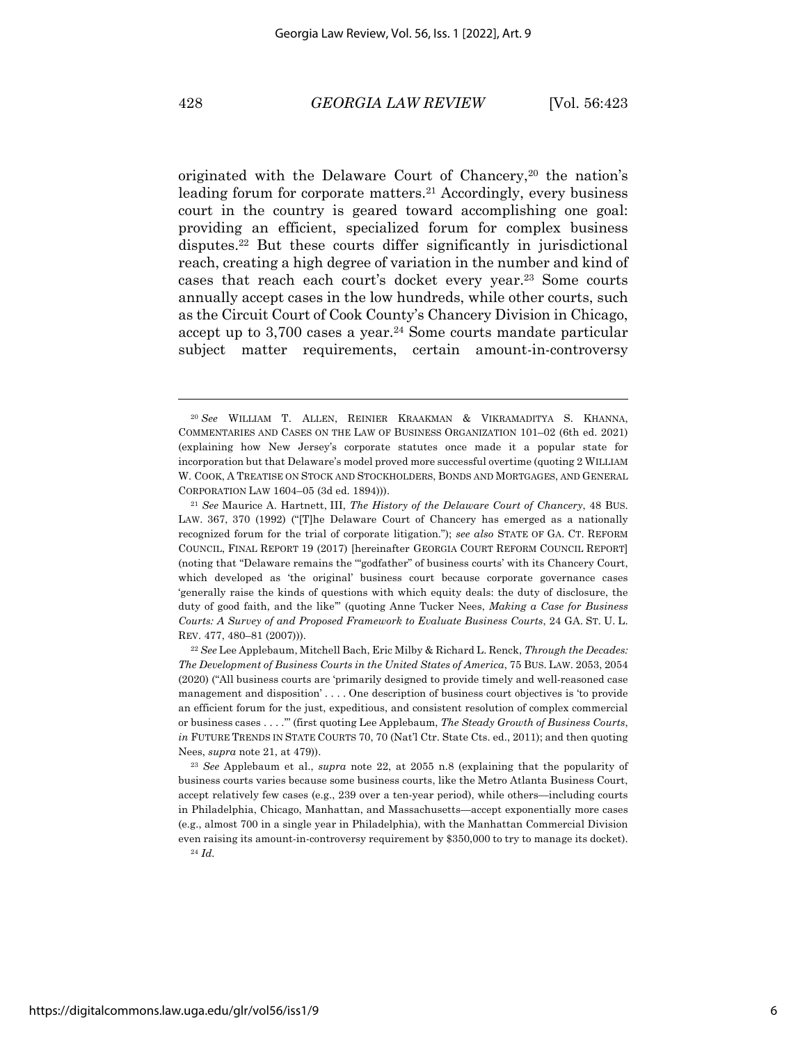originated with the Delaware Court of Chancery,[20] the nation's leading forum for corporate matters.[21] Accordingly, every business court in the country is geared toward accomplishing one goal: providing an efficient, specialized forum for complex business disputes.[22] But these courts differ significantly in jurisdictional reach, creating a high degree of variation in the number and kind of cases that reach each court's docket every year.[23] Some courts annually accept cases in the low hundreds, while other courts, such as the Circuit Court of Cook County's Chancery Division in Chicago, accept up to 3,700 cases a year.[24] Some courts mandate particular subject matter requirements, certain amount-in-controversy

---

[20] *See* WILLIAM T. ALLEN, REINIER KRAAKMAN & VIKRAMADITYA S. KHANNA, COMMENTARIES AND CASES ON THE LAW OF BUSINESS ORGANIZATION 101–02 (6th ed. 2021) (explaining how New Jersey's corporate statutes once made it a popular state for incorporation but that Delaware's model proved more successful overtime (quoting 2 WILLIAM W. COOK, A TREATISE ON STOCK AND STOCKHOLDERS, BONDS AND MORTGAGES, AND GENERAL CORPORATION LAW 1604–05 (3d ed. 1894))).

[21] *See* Maurice A. Hartnett, III, *The History of the Delaware Court of Chancery*, 48 BUS. LAW. 367, 370 (1992) ("[T]he Delaware Court of Chancery has emerged as a nationally recognized forum for the trial of corporate litigation."); *see also* STATE OF GA. CT. REFORM COUNCIL, FINAL REPORT 19 (2017) [hereinafter GEORGIA COURT REFORM COUNCIL REPORT] (noting that "Delaware remains the '"godfather" of business courts' with its Chancery Court, which developed as 'the original' business court because corporate governance cases 'generally raise the kinds of questions with which equity deals: the duty of disclosure, the duty of good faith, and the like'" (quoting Anne Tucker Nees, *Making a Case for Business Courts: A Survey of and Proposed Framework to Evaluate Business Courts*, 24 GA. ST. U. L. REV. 477, 480–81 (2007))).

[22] *See* Lee Applebaum, Mitchell Bach, Eric Milby & Richard L. Renck, *Through the Decades: The Development of Business Courts in the United States of America*, 75 BUS. LAW. 2053, 2054 (2020) ("All business courts are 'primarily designed to provide timely and well-reasoned case management and disposition' . . . . One description of business court objectives is 'to provide an efficient forum for the just, expeditious, and consistent resolution of complex commercial or business cases . . . .'" (first quoting Lee Applebaum, *The Steady Growth of Business Courts*, *in* FUTURE TRENDS IN STATE COURTS 70, 70 (Nat'l Ctr. State Cts. ed., 2011); and then quoting Nees, *supra* note 21, at 479)).

[23] *See* Applebaum et al., *supra* note 22, at 2055 n.8 (explaining that the popularity of business courts varies because some business courts, like the Metro Atlanta Business Court, accept relatively few cases (e.g., 239 over a ten-year period), while others—including courts in Philadelphia, Chicago, Manhattan, and Massachusetts—accept exponentially more cases (e.g., almost 700 in a single year in Philadelphia), with the Manhattan Commercial Division even raising its amount-in-controversy requirement by $350,000 to try to manage its docket).

[24] *Id.*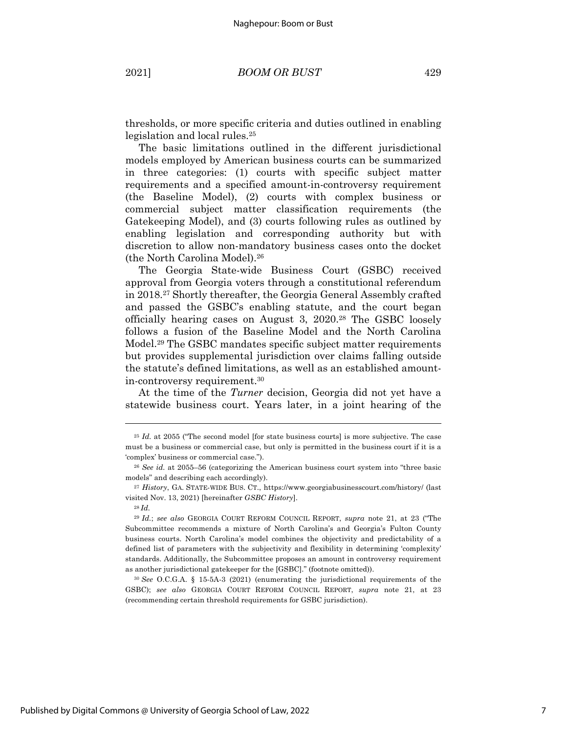thresholds, or more specific criteria and duties outlined in enabling legislation and local rules.[25]

The basic limitations outlined in the different jurisdictional models employed by American business courts can be summarized in three categories: (1) courts with specific subject matter requirements and a specified amount-in-controversy requirement (the Baseline Model), (2) courts with complex business or commercial subject matter classification requirements (the Gatekeeping Model), and (3) courts following rules as outlined by enabling legislation and corresponding authority but with discretion to allow non-mandatory business cases onto the docket (the North Carolina Model).[26]

The Georgia State-wide Business Court (GSBC) received approval from Georgia voters through a constitutional referendum in 2018.[27] Shortly thereafter, the Georgia General Assembly crafted and passed the GSBC's enabling statute, and the court began officially hearing cases on August 3, 2020.[28] The GSBC loosely follows a fusion of the Baseline Model and the North Carolina Model.[29] The GSBC mandates specific subject matter requirements but provides supplemental jurisdiction over claims falling outside the statute's defined limitations, as well as an established amount-in-controversy requirement.[30]

At the time of the *Turner* decision, Georgia did not yet have a statewide business court. Years later, in a joint hearing of the

---

[25] *Id.* at 2055 ("The second model [for state business courts] is more subjective. The case must be a business or commercial case, but only is permitted in the business court if it is a 'complex' business or commercial case.").

[26] *See id.* at 2055–56 (categorizing the American business court system into "three basic models" and describing each accordingly).

[27] *History*, GA. STATE-WIDE BUS. CT., https://www.georgiabusinesscourt.com/history/ (last visited Nov. 13, 2021) [hereinafter *GSBC History*].

[28] *Id.*

[29] *Id.*; *see also* GEORGIA COURT REFORM COUNCIL REPORT, *supra* note 21, at 23 ("The Subcommittee recommends a mixture of North Carolina's and Georgia's Fulton County business courts. North Carolina's model combines the objectivity and predictability of a defined list of parameters with the subjectivity and flexibility in determining 'complexity' standards. Additionally, the Subcommittee proposes an amount in controversy requirement as another jurisdictional gatekeeper for the [GSBC]." (footnote omitted)).

[30] *See* O.C.G.A. § 15-5A-3 (2021) (enumerating the jurisdictional requirements of the GSBC); *see also* GEORGIA COURT REFORM COUNCIL REPORT, *supra* note 21, at 23 (recommending certain threshold requirements for GSBC jurisdiction).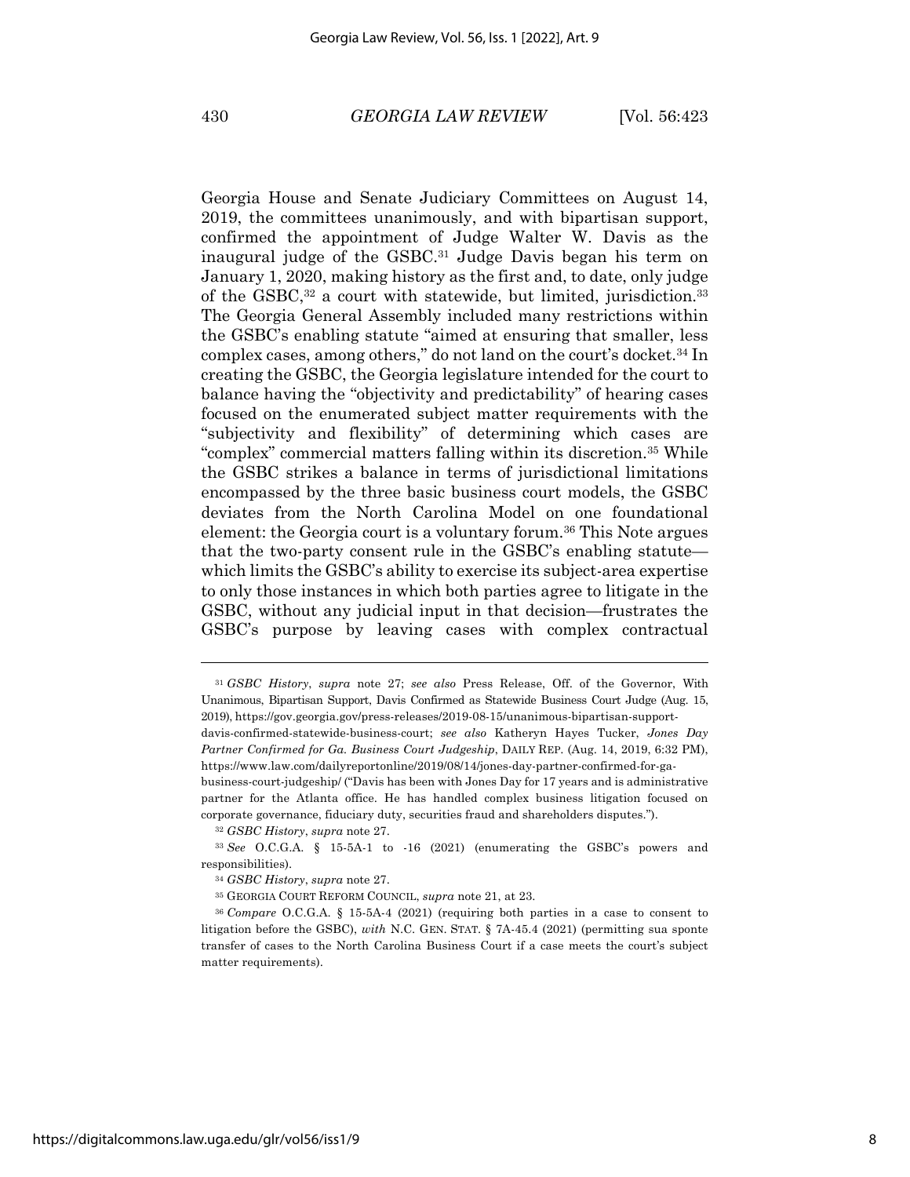Georgia House and Senate Judiciary Committees on August 14, 2019, the committees unanimously, and with bipartisan support, confirmed the appointment of Judge Walter W. Davis as the inaugural judge of the GSBC.[31] Judge Davis began his term on January 1, 2020, making history as the first and, to date, only judge of the GSBC,[32] a court with statewide, but limited, jurisdiction.[33] The Georgia General Assembly included many restrictions within the GSBC's enabling statute "aimed at ensuring that smaller, less complex cases, among others," do not land on the court's docket.[34] In creating the GSBC, the Georgia legislature intended for the court to balance having the "objectivity and predictability" of hearing cases focused on the enumerated subject matter requirements with the "subjectivity and flexibility" of determining which cases are "complex" commercial matters falling within its discretion.[35] While the GSBC strikes a balance in terms of jurisdictional limitations encompassed by the three basic business court models, the GSBC deviates from the North Carolina Model on one foundational element: the Georgia court is a voluntary forum.[36] This Note argues that the two-party consent rule in the GSBC's enabling statute—which limits the GSBC's ability to exercise its subject-area expertise to only those instances in which both parties agree to litigate in the GSBC, without any judicial input in that decision—frustrates the GSBC's purpose by leaving cases with complex contractual

---

[31] *GSBC History*, *supra* note 27; *see also* Press Release, Off. of the Governor, With Unanimous, Bipartisan Support, Davis Confirmed as Statewide Business Court Judge (Aug. 15, 2019), https://gov.georgia.gov/press-releases/2019-08-15/unanimous-bipartisan-support-davis-confirmed-statewide-business-court; *see also* Katheryn Hayes Tucker, *Jones Day Partner Confirmed for Ga. Business Court Judgeship*, DAILY REP. (Aug. 14, 2019, 6:32 PM), https://www.law.com/dailyreportonline/2019/08/14/jones-day-partner-confirmed-for-ga-business-court-judgeship/ ("Davis has been with Jones Day for 17 years and is administrative partner for the Atlanta office. He has handled complex business litigation focused on corporate governance, fiduciary duty, securities fraud and shareholders disputes.").

[32] *GSBC History*, *supra* note 27.

[33] *See* O.C.G.A. § 15-5A-1 to -16 (2021) (enumerating the GSBC's powers and responsibilities).

[34] *GSBC History*, *supra* note 27.

[35] GEORGIA COURT REFORM COUNCIL, *supra* note 21, at 23.

[36] *Compare* O.C.G.A. § 15-5A-4 (2021) (requiring both parties in a case to consent to litigation before the GSBC), *with* N.C. GEN. STAT. § 7A-45.4 (2021) (permitting sua sponte transfer of cases to the North Carolina Business Court if a case meets the court's subject matter requirements).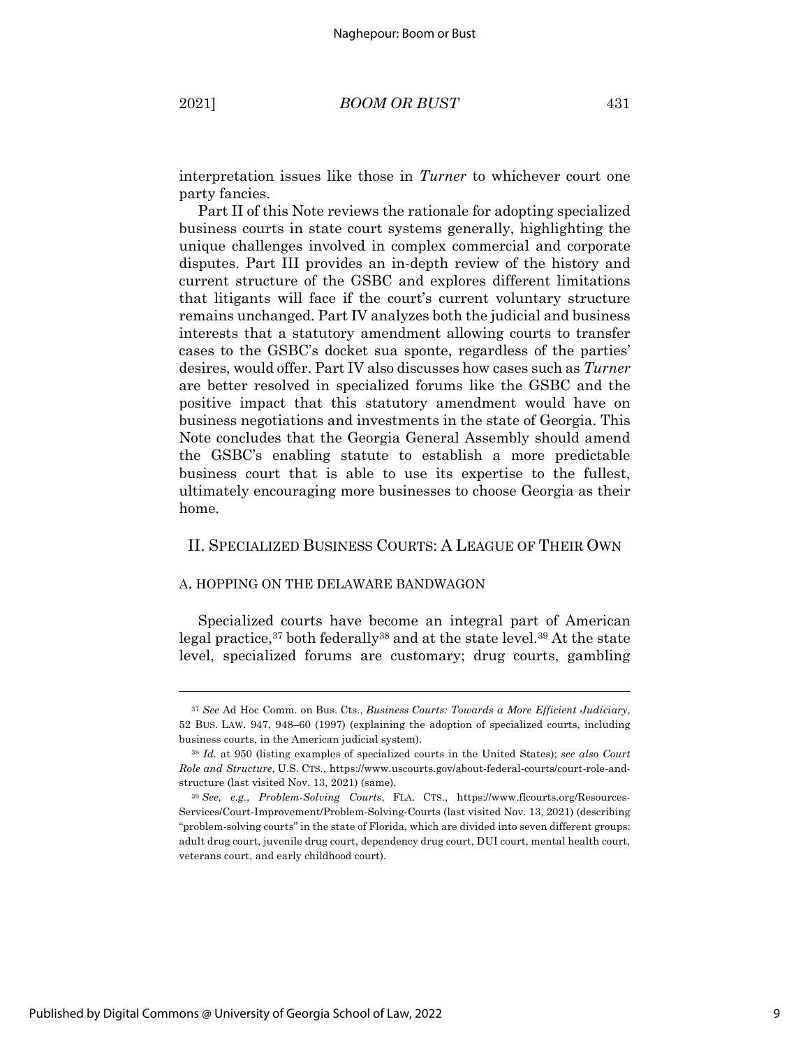interpretation issues like those in *Turner* to whichever court one party fancies.

Part II of this Note reviews the rationale for adopting specialized business courts in state court systems generally, highlighting the unique challenges involved in complex commercial and corporate disputes. Part III provides an in-depth review of the history and current structure of the GSBC and explores different limitations that litigants will face if the court's current voluntary structure remains unchanged. Part IV analyzes both the judicial and business interests that a statutory amendment allowing courts to transfer cases to the GSBC's docket sua sponte, regardless of the parties' desires, would offer. Part IV also discusses how cases such as *Turner* are better resolved in specialized forums like the GSBC and the positive impact that this statutory amendment would have on business negotiations and investments in the state of Georgia. This Note concludes that the Georgia General Assembly should amend the GSBC's enabling statute to establish a more predictable business court that is able to use its expertise to the fullest, ultimately encouraging more businesses to choose Georgia as their home.

## II. SPECIALIZED BUSINESS COURTS: A LEAGUE OF THEIR OWN

### A. HOPPING ON THE DELAWARE BANDWAGON

Specialized courts have become an integral part of American legal practice,[37] both federally[38] and at the state level.[39] At the state level, specialized forums are customary; drug courts, gambling

---

[37] *See* Ad Hoc Comm. on Bus. Cts., *Business Courts: Towards a More Efficient Judiciary*, 52 BUS. LAW. 947, 948–60 (1997) (explaining the adoption of specialized courts, including business courts, in the American judicial system).

[38] *Id.* at 950 (listing examples of specialized courts in the United States); *see also Court Role and Structure*, U.S. CTS., https://www.uscourts.gov/about-federal-courts/court-role-and-structure (last visited Nov. 13, 2021) (same).

[39] *See, e.g.*, *Problem-Solving Courts*, FLA. CTS., https://www.flcourts.org/Resources-Services/Court-Improvement/Problem-Solving-Courts (last visited Nov. 13, 2021) (describing "problem-solving courts" in the state of Florida, which are divided into seven different groups: adult drug court, juvenile drug court, dependency drug court, DUI court, mental health court, veterans court, and early childhood court).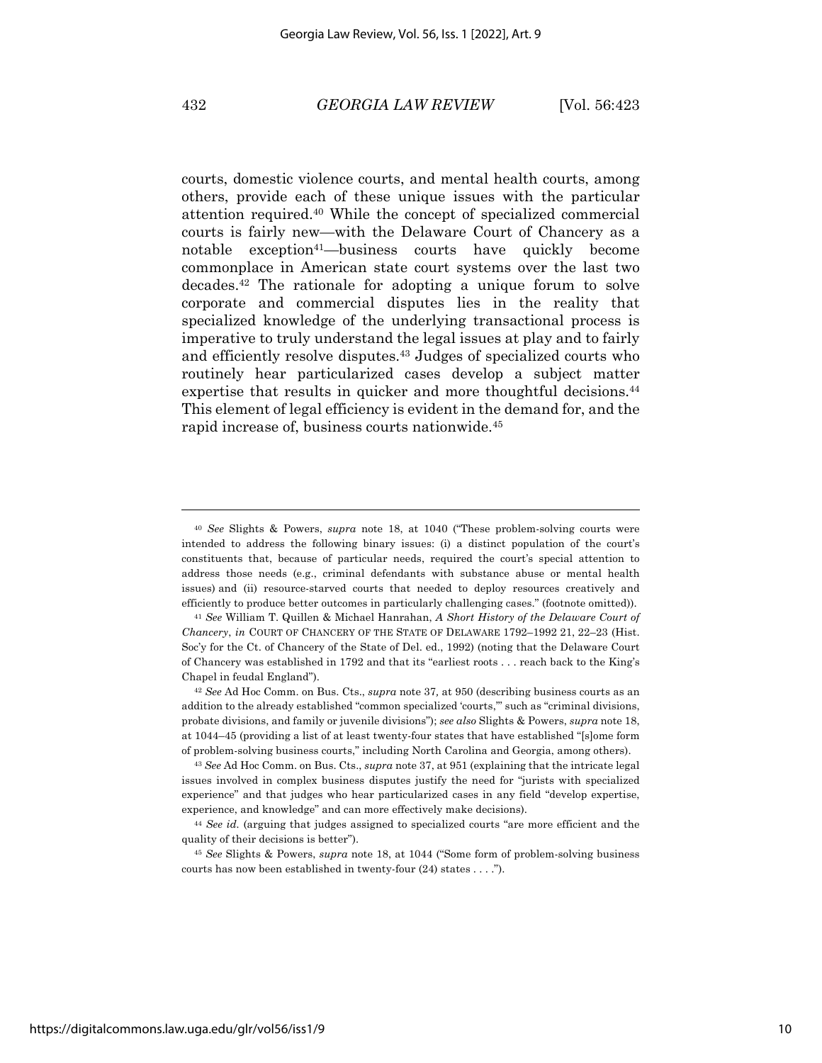courts, domestic violence courts, and mental health courts, among others, provide each of these unique issues with the particular attention required.[40] While the concept of specialized commercial courts is fairly new—with the Delaware Court of Chancery as a notable exception[41]—business courts have quickly become commonplace in American state court systems over the last two decades.[42] The rationale for adopting a unique forum to solve corporate and commercial disputes lies in the reality that specialized knowledge of the underlying transactional process is imperative to truly understand the legal issues at play and to fairly and efficiently resolve disputes.[43] Judges of specialized courts who routinely hear particularized cases develop a subject matter expertise that results in quicker and more thoughtful decisions.[44] This element of legal efficiency is evident in the demand for, and the rapid increase of, business courts nationwide.[45]

---

[40] *See* Slights & Powers, *supra* note 18, at 1040 ("These problem-solving courts were intended to address the following binary issues: (i) a distinct population of the court's constituents that, because of particular needs, required the court's special attention to address those needs (e.g., criminal defendants with substance abuse or mental health issues) and (ii) resource-starved courts that needed to deploy resources creatively and efficiently to produce better outcomes in particularly challenging cases." (footnote omitted)).

[41] *See* William T. Quillen & Michael Hanrahan, *A Short History of the Delaware Court of Chancery*, *in* COURT OF CHANCERY OF THE STATE OF DELAWARE 1792–1992 21, 22–23 (Hist. Soc'y for the Ct. of Chancery of the State of Del. ed., 1992) (noting that the Delaware Court of Chancery was established in 1792 and that its "earliest roots . . . reach back to the King's Chapel in feudal England").

[42] *See* Ad Hoc Comm. on Bus. Cts., *supra* note 37, at 950 (describing business courts as an addition to the already established "common specialized 'courts,'" such as "criminal divisions, probate divisions, and family or juvenile divisions"); *see also* Slights & Powers, *supra* note 18, at 1044–45 (providing a list of at least twenty-four states that have established "[s]ome form of problem-solving business courts," including North Carolina and Georgia, among others).

[43] *See* Ad Hoc Comm. on Bus. Cts., *supra* note 37, at 951 (explaining that the intricate legal issues involved in complex business disputes justify the need for "jurists with specialized experience" and that judges who hear particularized cases in any field "develop expertise, experience, and knowledge" and can more effectively make decisions).

[44] *See id.* (arguing that judges assigned to specialized courts "are more efficient and the quality of their decisions is better").

[45] *See* Slights & Powers, *supra* note 18, at 1044 ("Some form of problem-solving business courts has now been established in twenty-four (24) states . . . .").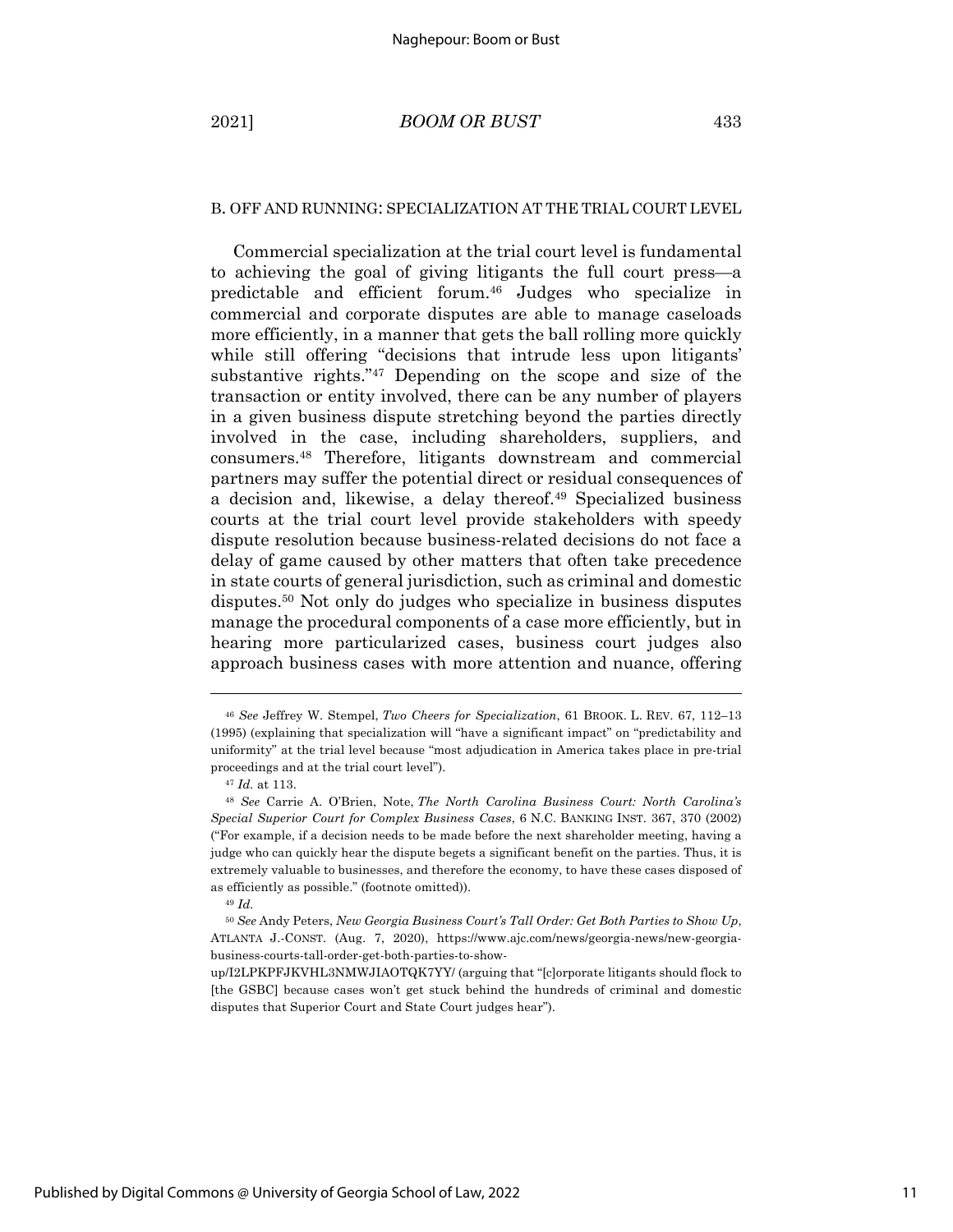### B. OFF AND RUNNING: SPECIALIZATION AT THE TRIAL COURT LEVEL

Commercial specialization at the trial court level is fundamental to achieving the goal of giving litigants the full court press—a predictable and efficient forum.[46] Judges who specialize in commercial and corporate disputes are able to manage caseloads more efficiently, in a manner that gets the ball rolling more quickly while still offering "decisions that intrude less upon litigants' substantive rights."[47] Depending on the scope and size of the transaction or entity involved, there can be any number of players in a given business dispute stretching beyond the parties directly involved in the case, including shareholders, suppliers, and consumers.[48] Therefore, litigants downstream and commercial partners may suffer the potential direct or residual consequences of a decision and, likewise, a delay thereof.[49] Specialized business courts at the trial court level provide stakeholders with speedy dispute resolution because business-related decisions do not face a delay of game caused by other matters that often take precedence in state courts of general jurisdiction, such as criminal and domestic disputes.[50] Not only do judges who specialize in business disputes manage the procedural components of a case more efficiently, but in hearing more particularized cases, business court judges also approach business cases with more attention and nuance, offering

---

[46] *See* Jeffrey W. Stempel, *Two Cheers for Specialization*, 61 BROOK. L. REV. 67, 112–13 (1995) (explaining that specialization will "have a significant impact" on "predictability and uniformity" at the trial level because "most adjudication in America takes place in pre-trial proceedings and at the trial court level").

[47] *Id.* at 113.

[48] *See* Carrie A. O'Brien, Note, *The North Carolina Business Court: North Carolina's Special Superior Court for Complex Business Cases*, 6 N.C. BANKING INST. 367, 370 (2002) ("For example, if a decision needs to be made before the next shareholder meeting, having a judge who can quickly hear the dispute begets a significant benefit on the parties. Thus, it is extremely valuable to businesses, and therefore the economy, to have these cases disposed of as efficiently as possible." (footnote omitted)).

[49] *Id.*

[50] *See* Andy Peters, *New Georgia Business Court's Tall Order: Get Both Parties to Show Up*, ATLANTA J.-CONST. (Aug. 7, 2020), https://www.ajc.com/news/georgia-news/new-georgia-business-courts-tall-order-get-both-parties-to-show-up/I2LPKPFJKVHL3NMWJIAOTQK7YY/ (arguing that "[c]orporate litigants should flock to [the GSBC] because cases won't get stuck behind the hundreds of criminal and domestic disputes that Superior Court and State Court judges hear").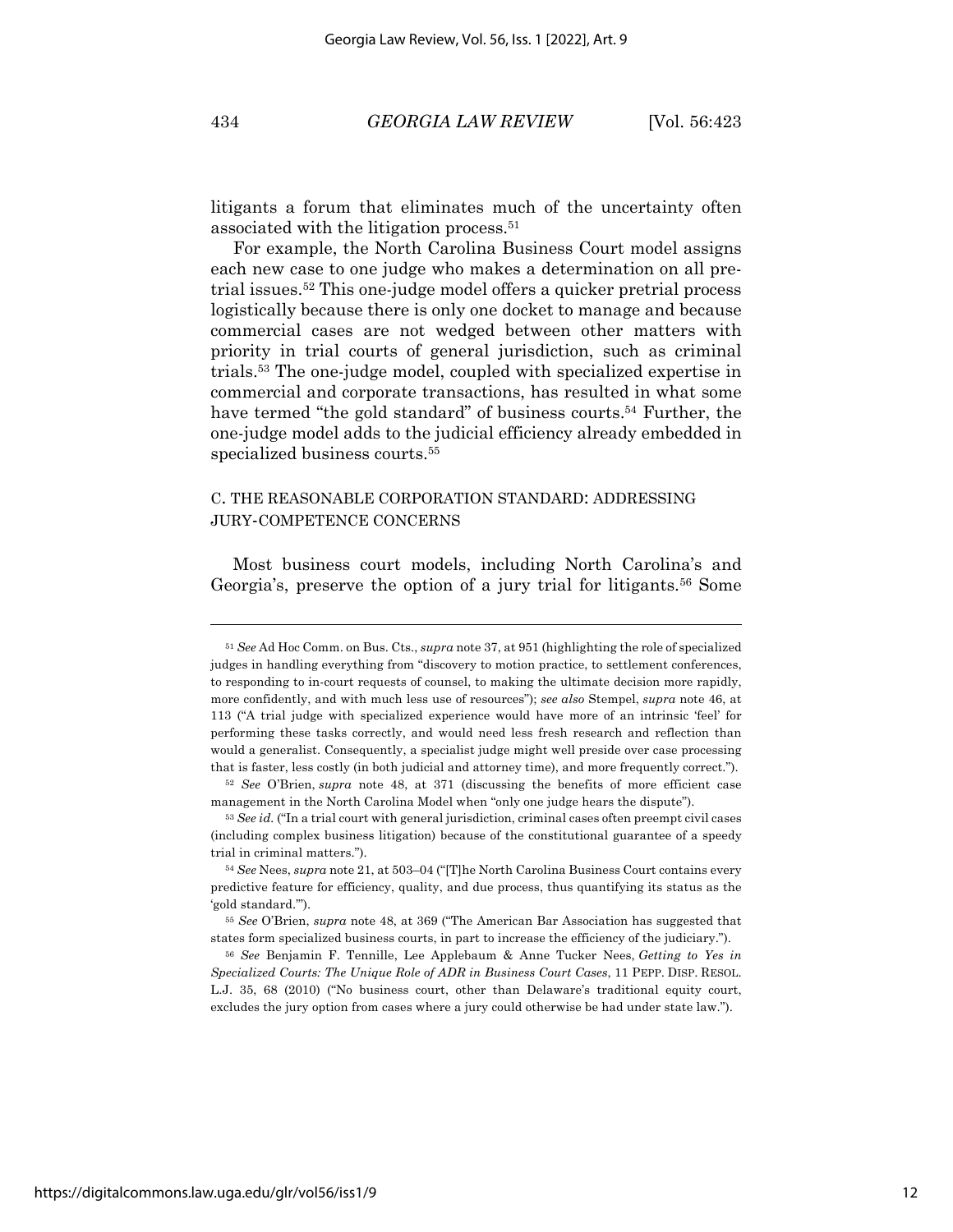litigants a forum that eliminates much of the uncertainty often associated with the litigation process.[51]

For example, the North Carolina Business Court model assigns each new case to one judge who makes a determination on all pretrial issues.[52] This one-judge model offers a quicker pretrial process logistically because there is only one docket to manage and because commercial cases are not wedged between other matters with priority in trial courts of general jurisdiction, such as criminal trials.[53] The one-judge model, coupled with specialized expertise in commercial and corporate transactions, has resulted in what some have termed "the gold standard" of business courts.[54] Further, the one-judge model adds to the judicial efficiency already embedded in specialized business courts.[55]

### C. THE REASONABLE CORPORATION STANDARD: ADDRESSING JURY-COMPETENCE CONCERNS

Most business court models, including North Carolina's and Georgia's, preserve the option of a jury trial for litigants.[56] Some

---

[51] *See* Ad Hoc Comm. on Bus. Cts., *supra* note 37, at 951 (highlighting the role of specialized judges in handling everything from "discovery to motion practice, to settlement conferences, to responding to in-court requests of counsel, to making the ultimate decision more rapidly, more confidently, and with much less use of resources"); *see also* Stempel, *supra* note 46, at 113 ("A trial judge with specialized experience would have more of an intrinsic 'feel' for performing these tasks correctly, and would need less fresh research and reflection than would a generalist. Consequently, a specialist judge might well preside over case processing that is faster, less costly (in both judicial and attorney time), and more frequently correct.").

[52] *See* O'Brien, *supra* note 48, at 371 (discussing the benefits of more efficient case management in the North Carolina Model when "only one judge hears the dispute").

[53] *See id.* ("In a trial court with general jurisdiction, criminal cases often preempt civil cases (including complex business litigation) because of the constitutional guarantee of a speedy trial in criminal matters.").

[54] *See* Nees, *supra* note 21, at 503–04 ("[T]he North Carolina Business Court contains every predictive feature for efficiency, quality, and due process, thus quantifying its status as the 'gold standard.'").

[55] *See* O'Brien, *supra* note 48, at 369 ("The American Bar Association has suggested that states form specialized business courts, in part to increase the efficiency of the judiciary.").

[56] *See* Benjamin F. Tennille, Lee Applebaum & Anne Tucker Nees, *Getting to Yes in Specialized Courts: The Unique Role of ADR in Business Court Cases*, 11 PEPP. DISP. RESOL. L.J. 35, 68 (2010) ("No business court, other than Delaware's traditional equity court, excludes the jury option from cases where a jury could otherwise be had under state law.").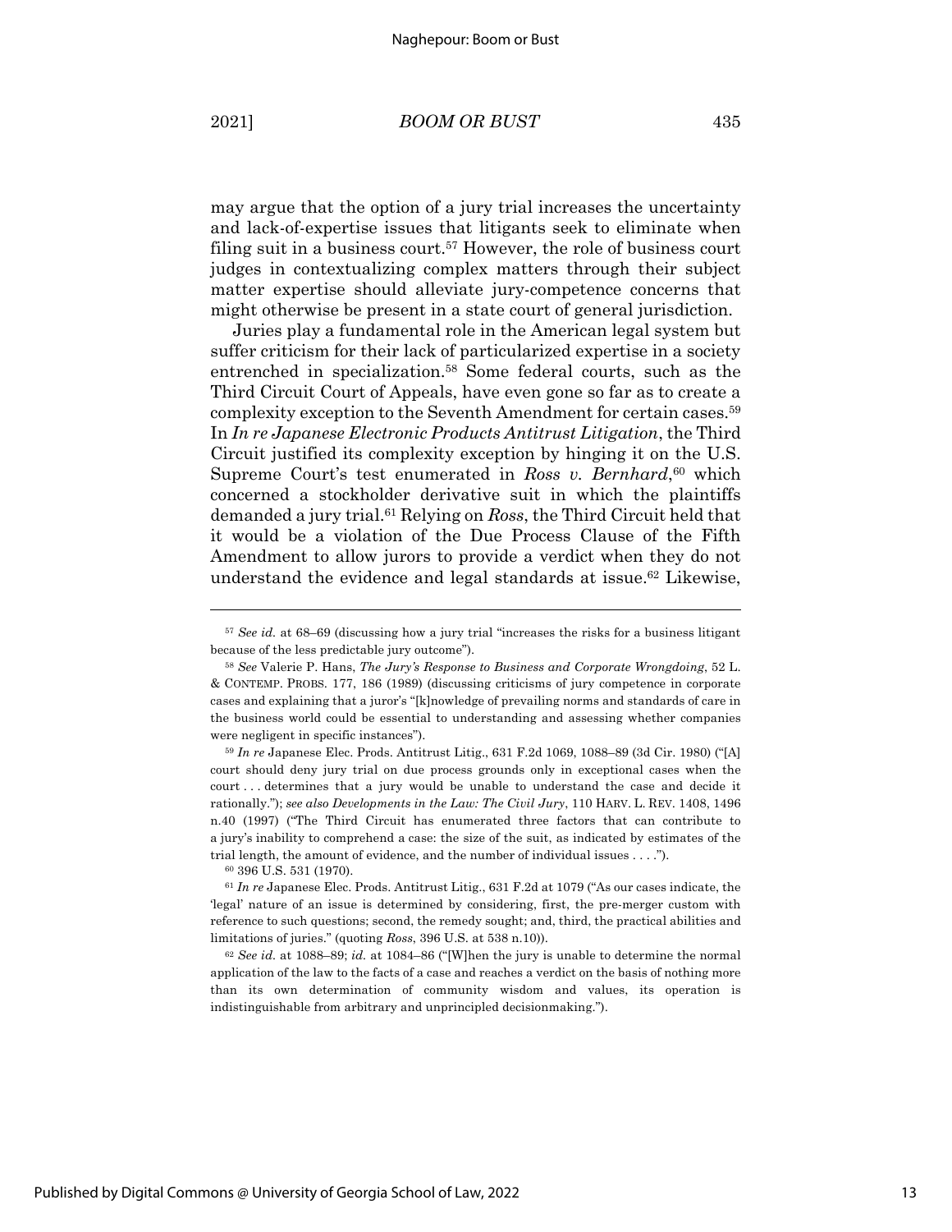may argue that the option of a jury trial increases the uncertainty and lack-of-expertise issues that litigants seek to eliminate when filing suit in a business court.[57] However, the role of business court judges in contextualizing complex matters through their subject matter expertise should alleviate jury-competence concerns that might otherwise be present in a state court of general jurisdiction.

Juries play a fundamental role in the American legal system but suffer criticism for their lack of particularized expertise in a society entrenched in specialization.[58] Some federal courts, such as the Third Circuit Court of Appeals, have even gone so far as to create a complexity exception to the Seventh Amendment for certain cases.[59] In *In re Japanese Electronic Products Antitrust Litigation*, the Third Circuit justified its complexity exception by hinging it on the U.S. Supreme Court's test enumerated in *Ross v. Bernhard*,[60] which concerned a stockholder derivative suit in which the plaintiffs demanded a jury trial.[61] Relying on *Ross*, the Third Circuit held that it would be a violation of the Due Process Clause of the Fifth Amendment to allow jurors to provide a verdict when they do not understand the evidence and legal standards at issue.[62] Likewise,

---

[57] *See id.* at 68–69 (discussing how a jury trial "increases the risks for a business litigant because of the less predictable jury outcome").

[58] *See* Valerie P. Hans, *The Jury's Response to Business and Corporate Wrongdoing*, 52 L. & CONTEMP. PROBS. 177, 186 (1989) (discussing criticisms of jury competence in corporate cases and explaining that a juror's "[k]nowledge of prevailing norms and standards of care in the business world could be essential to understanding and assessing whether companies were negligent in specific instances").

[59] *In re* Japanese Elec. Prods. Antitrust Litig., 631 F.2d 1069, 1088–89 (3d Cir. 1980) ("[A] court should deny jury trial on due process grounds only in exceptional cases when the court . . . determines that a jury would be unable to understand the case and decide it rationally."); *see also Developments in the Law: The Civil Jury*, 110 HARV. L. REV. 1408, 1496 n.40 (1997) ("The Third Circuit has enumerated three factors that can contribute to a jury's inability to comprehend a case: the size of the suit, as indicated by estimates of the trial length, the amount of evidence, and the number of individual issues . . . .").

[60] 396 U.S. 531 (1970).

[61] *In re* Japanese Elec. Prods. Antitrust Litig., 631 F.2d at 1079 ("As our cases indicate, the 'legal' nature of an issue is determined by considering, first, the pre-merger custom with reference to such questions; second, the remedy sought; and, third, the practical abilities and limitations of juries." (quoting *Ross*, 396 U.S. at 538 n.10)).

[62] *See id.* at 1088–89; *id.* at 1084–86 ("[W]hen the jury is unable to determine the normal application of the law to the facts of a case and reaches a verdict on the basis of nothing more than its own determination of community wisdom and values, its operation is indistinguishable from arbitrary and unprincipled decisionmaking.").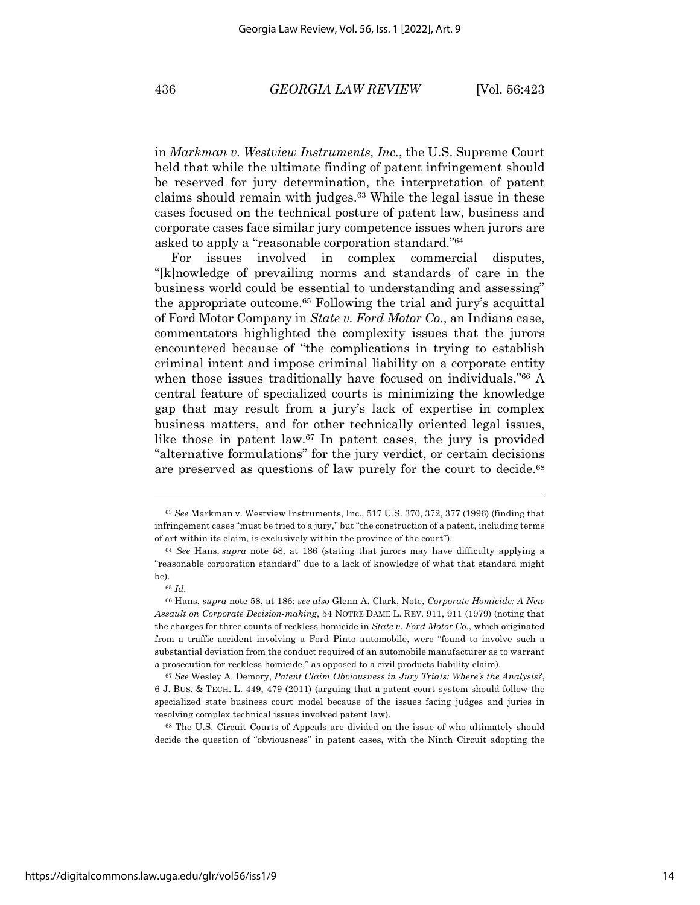in *Markman v. Westview Instruments, Inc.*, the U.S. Supreme Court held that while the ultimate finding of patent infringement should be reserved for jury determination, the interpretation of patent claims should remain with judges.[63] While the legal issue in these cases focused on the technical posture of patent law, business and corporate cases face similar jury competence issues when jurors are asked to apply a "reasonable corporation standard."[64]

For issues involved in complex commercial disputes, "[k]nowledge of prevailing norms and standards of care in the business world could be essential to understanding and assessing" the appropriate outcome.[65] Following the trial and jury's acquittal of Ford Motor Company in *State v. Ford Motor Co.*, an Indiana case, commentators highlighted the complexity issues that the jurors encountered because of "the complications in trying to establish criminal intent and impose criminal liability on a corporate entity when those issues traditionally have focused on individuals."[66] A central feature of specialized courts is minimizing the knowledge gap that may result from a jury's lack of expertise in complex business matters, and for other technically oriented legal issues, like those in patent law.[67] In patent cases, the jury is provided "alternative formulations" for the jury verdict, or certain decisions are preserved as questions of law purely for the court to decide.[68]

---

[63] *See* Markman v. Westview Instruments, Inc., 517 U.S. 370, 372, 377 (1996) (finding that infringement cases "must be tried to a jury," but "the construction of a patent, including terms of art within its claim, is exclusively within the province of the court").

[64] *See* Hans, *supra* note 58, at 186 (stating that jurors may have difficulty applying a "reasonable corporation standard" due to a lack of knowledge of what that standard might be).

[65] *Id.*

[66] Hans, *supra* note 58, at 186; *see also* Glenn A. Clark, Note, *Corporate Homicide: A New Assault on Corporate Decision-making*, 54 NOTRE DAME L. REV. 911, 911 (1979) (noting that the charges for three counts of reckless homicide in *State v. Ford Motor Co.*, which originated from a traffic accident involving a Ford Pinto automobile, were "found to involve such a substantial deviation from the conduct required of an automobile manufacturer as to warrant a prosecution for reckless homicide," as opposed to a civil products liability claim).

[67] *See* Wesley A. Demory, *Patent Claim Obviousness in Jury Trials: Where's the Analysis?*, 6 J. BUS. & TECH. L. 449, 479 (2011) (arguing that a patent court system should follow the specialized state business court model because of the issues facing judges and juries in resolving complex technical issues involved patent law).

[68] The U.S. Circuit Courts of Appeals are divided on the issue of who ultimately should decide the question of "obviousness" in patent cases, with the Ninth Circuit adopting the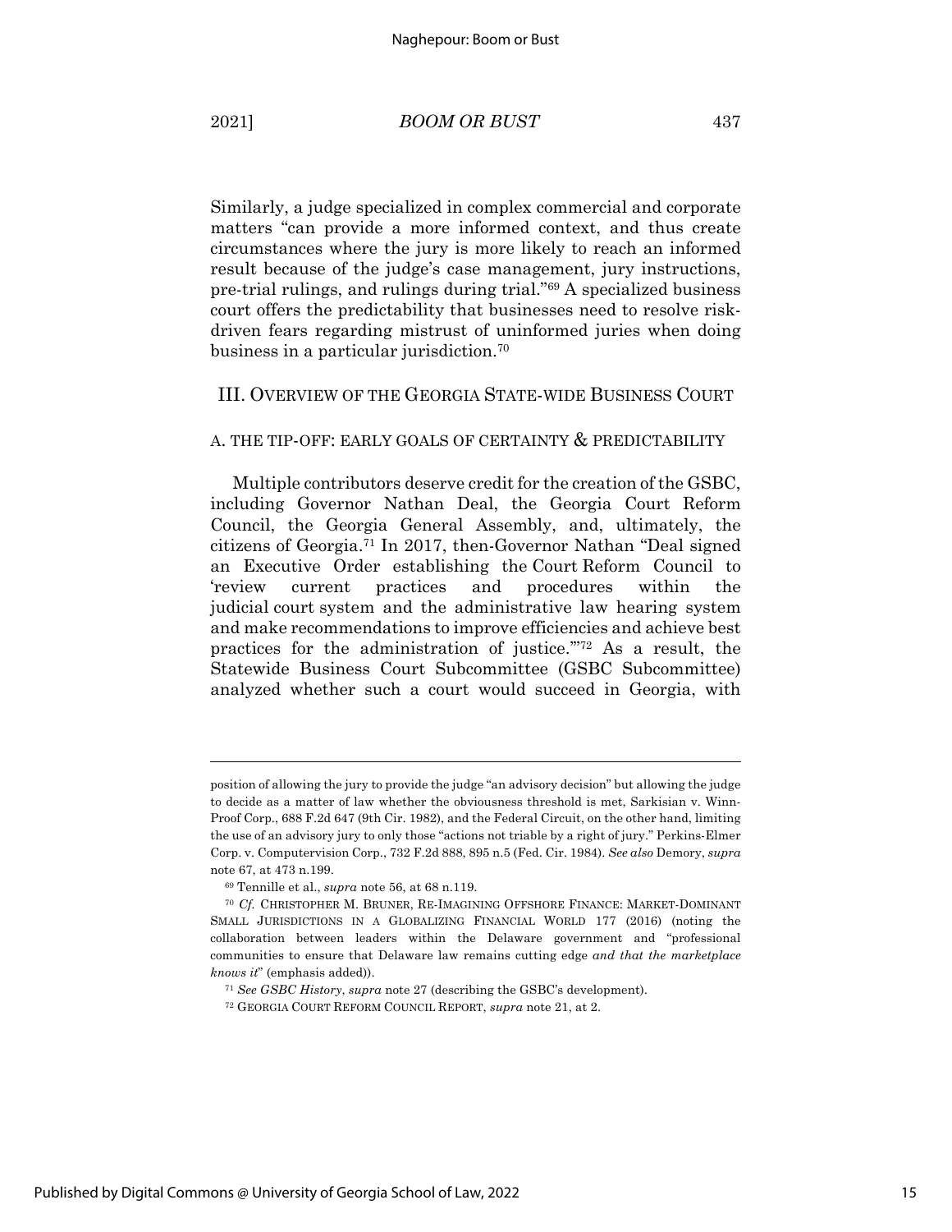Similarly, a judge specialized in complex commercial and corporate matters "can provide a more informed context, and thus create circumstances where the jury is more likely to reach an informed result because of the judge's case management, jury instructions, pre-trial rulings, and rulings during trial."[69] A specialized business court offers the predictability that businesses need to resolve risk-driven fears regarding mistrust of uninformed juries when doing business in a particular jurisdiction.[70]

## III. OVERVIEW OF THE GEORGIA STATE-WIDE BUSINESS COURT

### A. THE TIP-OFF: EARLY GOALS OF CERTAINTY & PREDICTABILITY

Multiple contributors deserve credit for the creation of the GSBC, including Governor Nathan Deal, the Georgia Court Reform Council, the Georgia General Assembly, and, ultimately, the citizens of Georgia.[71] In 2017, then-Governor Nathan "Deal signed an Executive Order establishing the Court Reform Council to 'review current practices and procedures within the judicial court system and the administrative law hearing system and make recommendations to improve efficiencies and achieve best practices for the administration of justice.'"[72] As a result, the Statewide Business Court Subcommittee (GSBC Subcommittee) analyzed whether such a court would succeed in Georgia, with

---

position of allowing the jury to provide the judge "an advisory decision" but allowing the judge to decide as a matter of law whether the obviousness threshold is met, Sarkisian v. Winn-Proof Corp., 688 F.2d 647 (9th Cir. 1982), and the Federal Circuit, on the other hand, limiting the use of an advisory jury to only those "actions not triable by a right of jury." Perkins-Elmer Corp. v. Computervision Corp., 732 F.2d 888, 895 n.5 (Fed. Cir. 1984). *See also* Demory, *supra* note 67, at 473 n.199.

[69] Tennille et al., *supra* note 56, at 68 n.119.

[70] *Cf.* CHRISTOPHER M. BRUNER, RE-IMAGINING OFFSHORE FINANCE: MARKET-DOMINANT SMALL JURISDICTIONS IN A GLOBALIZING FINANCIAL WORLD 177 (2016) (noting the collaboration between leaders within the Delaware government and "professional communities to ensure that Delaware law remains cutting edge *and that the marketplace knows it*" (emphasis added)).

[71] *See GSBC History*, *supra* note 27 (describing the GSBC's development).

[72] GEORGIA COURT REFORM COUNCIL REPORT, *supra* note 21, at 2.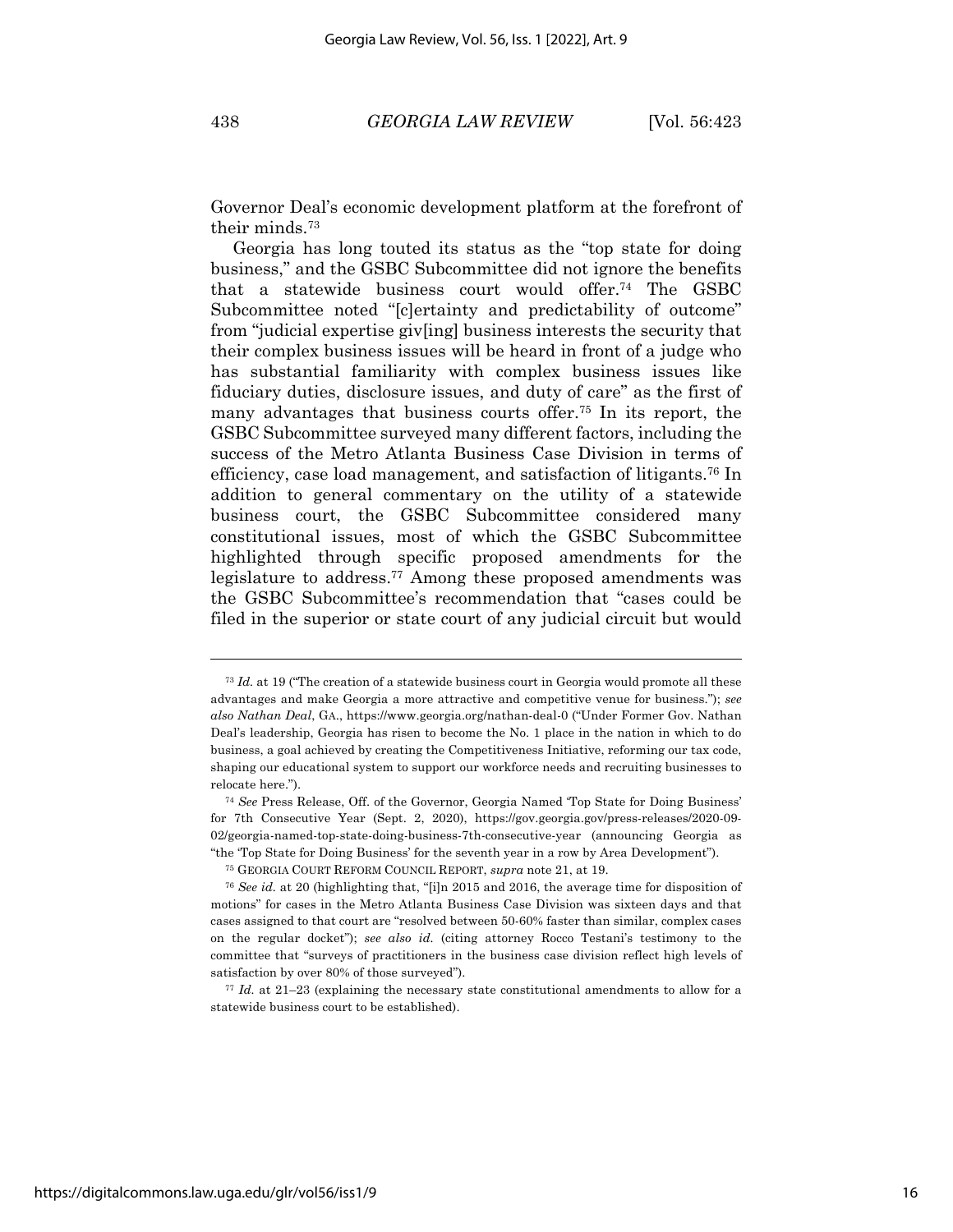Governor Deal's economic development platform at the forefront of their minds.[73]

Georgia has long touted its status as the "top state for doing business," and the GSBC Subcommittee did not ignore the benefits that a statewide business court would offer.[74] The GSBC Subcommittee noted "[c]ertainty and predictability of outcome" from "judicial expertise giv[ing] business interests the security that their complex business issues will be heard in front of a judge who has substantial familiarity with complex business issues like fiduciary duties, disclosure issues, and duty of care" as the first of many advantages that business courts offer.[75] In its report, the GSBC Subcommittee surveyed many different factors, including the success of the Metro Atlanta Business Case Division in terms of efficiency, case load management, and satisfaction of litigants.[76] In addition to general commentary on the utility of a statewide business court, the GSBC Subcommittee considered many constitutional issues, most of which the GSBC Subcommittee highlighted through specific proposed amendments for the legislature to address.[77] Among these proposed amendments was the GSBC Subcommittee's recommendation that "cases could be filed in the superior or state court of any judicial circuit but would

---

[73] *Id.* at 19 ("The creation of a statewide business court in Georgia would promote all these advantages and make Georgia a more attractive and competitive venue for business."); *see also Nathan Deal*, GA., https://www.georgia.org/nathan-deal-0 ("Under Former Gov. Nathan Deal's leadership, Georgia has risen to become the No. 1 place in the nation in which to do business, a goal achieved by creating the Competitiveness Initiative, reforming our tax code, shaping our educational system to support our workforce needs and recruiting businesses to relocate here.").

[74] *See* Press Release, Off. of the Governor, Georgia Named 'Top State for Doing Business' for 7th Consecutive Year (Sept. 2, 2020), https://gov.georgia.gov/press-releases/2020-09-02/georgia-named-top-state-doing-business-7th-consecutive-year (announcing Georgia as "the 'Top State for Doing Business' for the seventh year in a row by Area Development").

[75] GEORGIA COURT REFORM COUNCIL REPORT, *supra* note 21, at 19.

[76] *See id.* at 20 (highlighting that, "[i]n 2015 and 2016, the average time for disposition of motions" for cases in the Metro Atlanta Business Case Division was sixteen days and that cases assigned to that court are "resolved between 50-60% faster than similar, complex cases on the regular docket"); *see also id.* (citing attorney Rocco Testani's testimony to the committee that "surveys of practitioners in the business case division reflect high levels of satisfaction by over 80% of those surveyed").

[77] *Id.* at 21–23 (explaining the necessary state constitutional amendments to allow for a statewide business court to be established).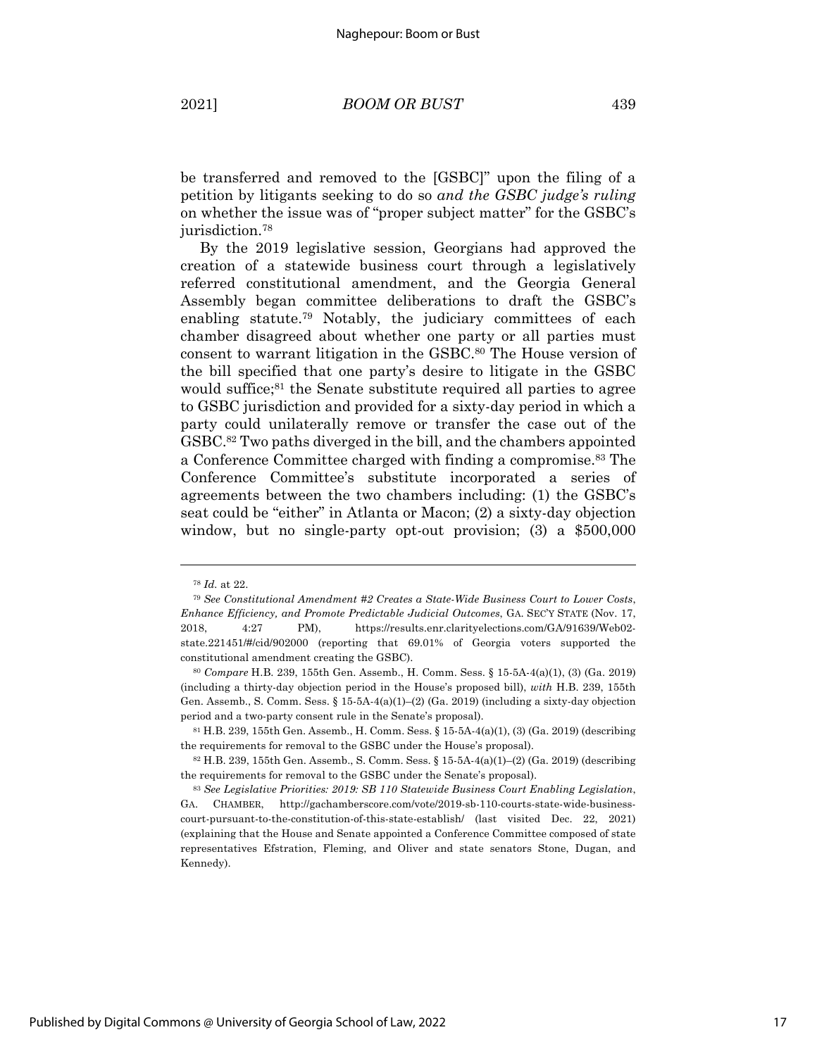be transferred and removed to the [GSBC]" upon the filing of a petition by litigants seeking to do so *and the GSBC judge's ruling* on whether the issue was of "proper subject matter" for the GSBC's jurisdiction.[78]

By the 2019 legislative session, Georgians had approved the creation of a statewide business court through a legislatively referred constitutional amendment, and the Georgia General Assembly began committee deliberations to draft the GSBC's enabling statute.[79] Notably, the judiciary committees of each chamber disagreed about whether one party or all parties must consent to warrant litigation in the GSBC.[80] The House version of the bill specified that one party's desire to litigate in the GSBC would suffice;[81] the Senate substitute required all parties to agree to GSBC jurisdiction and provided for a sixty-day period in which a party could unilaterally remove or transfer the case out of the GSBC.[82] Two paths diverged in the bill, and the chambers appointed a Conference Committee charged with finding a compromise.[83] The Conference Committee's substitute incorporated a series of agreements between the two chambers including: (1) the GSBC's seat could be "either" in Atlanta or Macon; (2) a sixty-day objection window, but no single-party opt-out provision; (3) a $500,000

---

[78] *Id.* at 22.

[79] *See Constitutional Amendment #2 Creates a State-Wide Business Court to Lower Costs, Enhance Efficiency, and Promote Predictable Judicial Outcomes*, GA. SEC'Y STATE (Nov. 17, 2018, 4:27 PM), https://results.enr.clarityelections.com/GA/91639/Web02-state.221451/#/cid/902000 (reporting that 69.01% of Georgia voters supported the constitutional amendment creating the GSBC).

[80] *Compare* H.B. 239, 155th Gen. Assemb., H. Comm. Sess. § 15-5A-4(a)(1), (3) (Ga. 2019) (including a thirty-day objection period in the House's proposed bill), *with* H.B. 239, 155th Gen. Assemb., S. Comm. Sess. § 15-5A-4(a)(1)–(2) (Ga. 2019) (including a sixty-day objection period and a two-party consent rule in the Senate's proposal).

[81] H.B. 239, 155th Gen. Assemb., H. Comm. Sess. § 15-5A-4(a)(1), (3) (Ga. 2019) (describing the requirements for removal to the GSBC under the House's proposal).

[82] H.B. 239, 155th Gen. Assemb., S. Comm. Sess. § 15-5A-4(a)(1)–(2) (Ga. 2019) (describing the requirements for removal to the GSBC under the Senate's proposal).

[83] *See Legislative Priorities: 2019: SB 110 Statewide Business Court Enabling Legislation*, GA. CHAMBER, http://gachamberscore.com/vote/2019-sb-110-courts-state-wide-business-court-pursuant-to-the-constitution-of-this-state-establish/ (last visited Dec. 22, 2021) (explaining that the House and Senate appointed a Conference Committee composed of state representatives Efstration, Fleming, and Oliver and state senators Stone, Dugan, and Kennedy).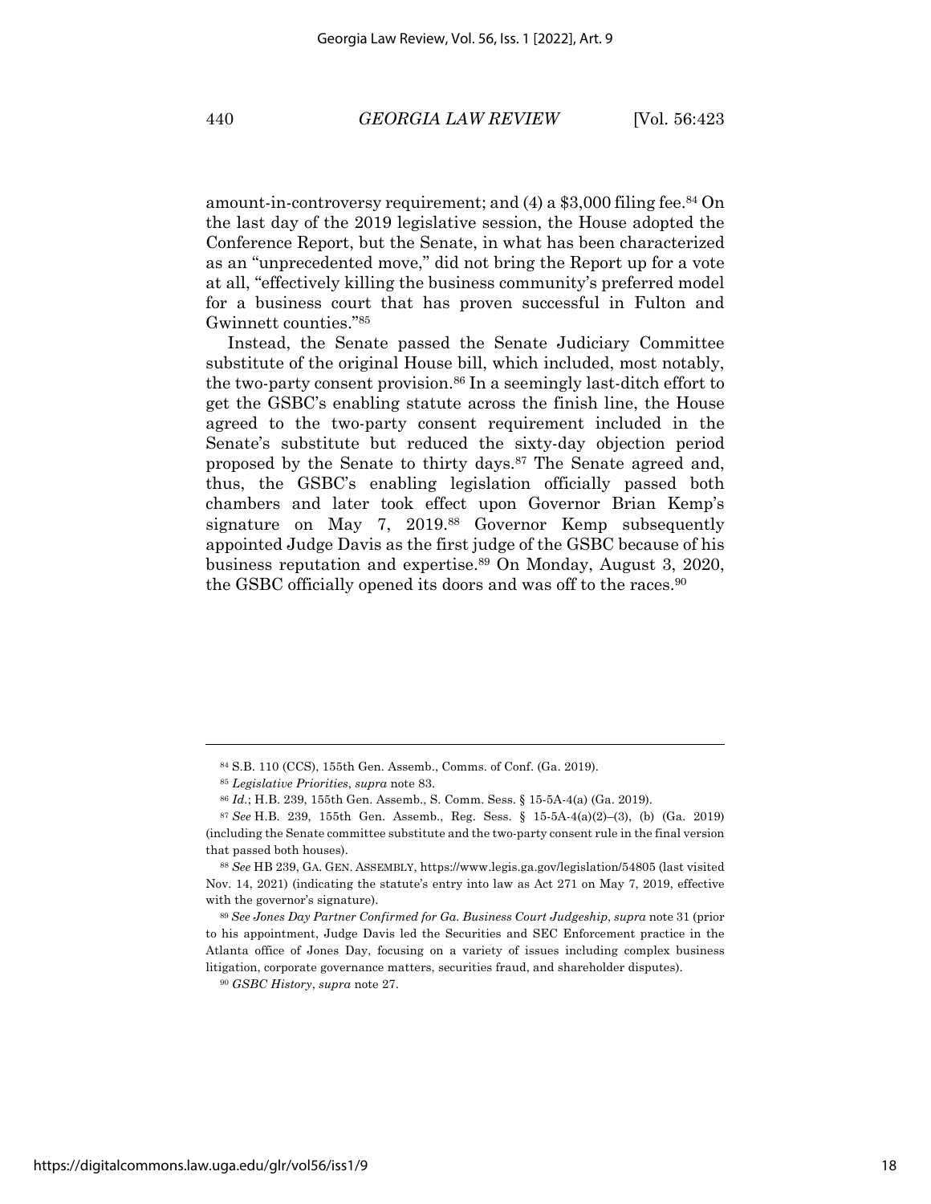amount-in-controversy requirement; and (4) a $3,000 filing fee.[84] On the last day of the 2019 legislative session, the House adopted the Conference Report, but the Senate, in what has been characterized as an "unprecedented move," did not bring the Report up for a vote at all, "effectively killing the business community's preferred model for a business court that has proven successful in Fulton and Gwinnett counties."[85]

Instead, the Senate passed the Senate Judiciary Committee substitute of the original House bill, which included, most notably, the two-party consent provision.[86] In a seemingly last-ditch effort to get the GSBC's enabling statute across the finish line, the House agreed to the two-party consent requirement included in the Senate's substitute but reduced the sixty-day objection period proposed by the Senate to thirty days.[87] The Senate agreed and, thus, the GSBC's enabling legislation officially passed both chambers and later took effect upon Governor Brian Kemp's signature on May 7, 2019.[88] Governor Kemp subsequently appointed Judge Davis as the first judge of the GSBC because of his business reputation and expertise.[89] On Monday, August 3, 2020, the GSBC officially opened its doors and was off to the races.[90]

---

[84] S.B. 110 (CCS), 155th Gen. Assemb., Comms. of Conf. (Ga. 2019).

[85] *Legislative Priorities*, *supra* note 83.

[86] *Id.*; H.B. 239, 155th Gen. Assemb., S. Comm. Sess. § 15-5A-4(a) (Ga. 2019).

[87] *See* H.B. 239, 155th Gen. Assemb., Reg. Sess. § 15-5A-4(a)(2)–(3), (b) (Ga. 2019) (including the Senate committee substitute and the two-party consent rule in the final version that passed both houses).

[88] *See* HB 239, GA. GEN. ASSEMBLY, https://www.legis.ga.gov/legislation/54805 (last visited Nov. 14, 2021) (indicating the statute's entry into law as Act 271 on May 7, 2019, effective with the governor's signature).

[89] *See Jones Day Partner Confirmed for Ga. Business Court Judgeship*, *supra* note 31 (prior to his appointment, Judge Davis led the Securities and SEC Enforcement practice in the Atlanta office of Jones Day, focusing on a variety of issues including complex business litigation, corporate governance matters, securities fraud, and shareholder disputes).

[90] *GSBC History*, *supra* note 27.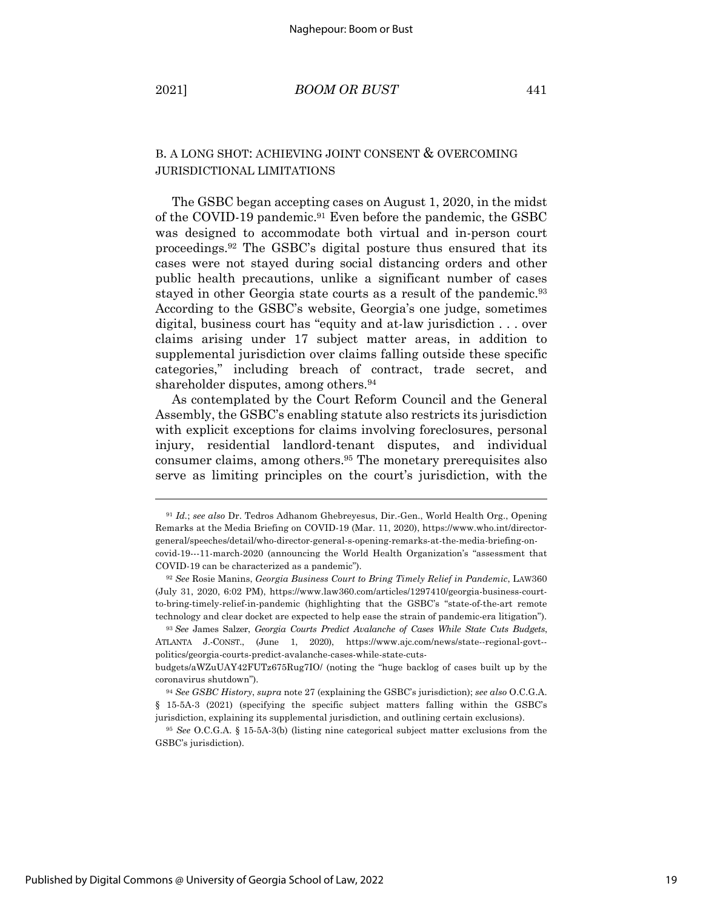## B. A LONG SHOT: ACHIEVING JOINT CONSENT & OVERCOMING JURISDICTIONAL LIMITATIONS

The GSBC began accepting cases on August 1, 2020, in the midst of the COVID-19 pandemic.[91] Even before the pandemic, the GSBC was designed to accommodate both virtual and in-person court proceedings.[92] The GSBC's digital posture thus ensured that its cases were not stayed during social distancing orders and other public health precautions, unlike a significant number of cases stayed in other Georgia state courts as a result of the pandemic.[93] According to the GSBC's website, Georgia's one judge, sometimes digital, business court has "equity and at-law jurisdiction . . . over claims arising under 17 subject matter areas, in addition to supplemental jurisdiction over claims falling outside these specific categories," including breach of contract, trade secret, and shareholder disputes, among others.[94]

As contemplated by the Court Reform Council and the General Assembly, the GSBC's enabling statute also restricts its jurisdiction with explicit exceptions for claims involving foreclosures, personal injury, residential landlord-tenant disputes, and individual consumer claims, among others.[95] The monetary prerequisites also serve as limiting principles on the court's jurisdiction, with the

---

[91] *Id.*; *see also* Dr. Tedros Adhanom Ghebreyesus, Dir.-Gen., World Health Org., Opening Remarks at the Media Briefing on COVID-19 (Mar. 11, 2020), https://www.who.int/director-general/speeches/detail/who-director-general-s-opening-remarks-at-the-media-briefing-on-covid-19---11-march-2020 (announcing the World Health Organization's "assessment that COVID-19 can be characterized as a pandemic").

[92] *See* Rosie Manins, *Georgia Business Court to Bring Timely Relief in Pandemic*, LAW360 (July 31, 2020, 6:02 PM), https://www.law360.com/articles/1297410/georgia-business-court-to-bring-timely-relief-in-pandemic (highlighting that the GSBC's "state-of-the-art remote technology and clear docket are expected to help ease the strain of pandemic-era litigation").

[93] *See* James Salzer, *Georgia Courts Predict Avalanche of Cases While State Cuts Budgets*, ATLANTA J.-CONST., (June 1, 2020), https://www.ajc.com/news/state--regional-govt--politics/georgia-courts-predict-avalanche-cases-while-state-cuts-budgets/aWZuUAY42FUTz675Rug7IO/ (noting the "huge backlog of cases built up by the coronavirus shutdown").

[94] *See GSBC History*, *supra* note 27 (explaining the GSBC's jurisdiction); *see also* O.C.G.A. § 15-5A-3 (2021) (specifying the specific subject matters falling within the GSBC's jurisdiction, explaining its supplemental jurisdiction, and outlining certain exclusions).

[95] *See* O.C.G.A. § 15-5A-3(b) (listing nine categorical subject matter exclusions from the GSBC's jurisdiction).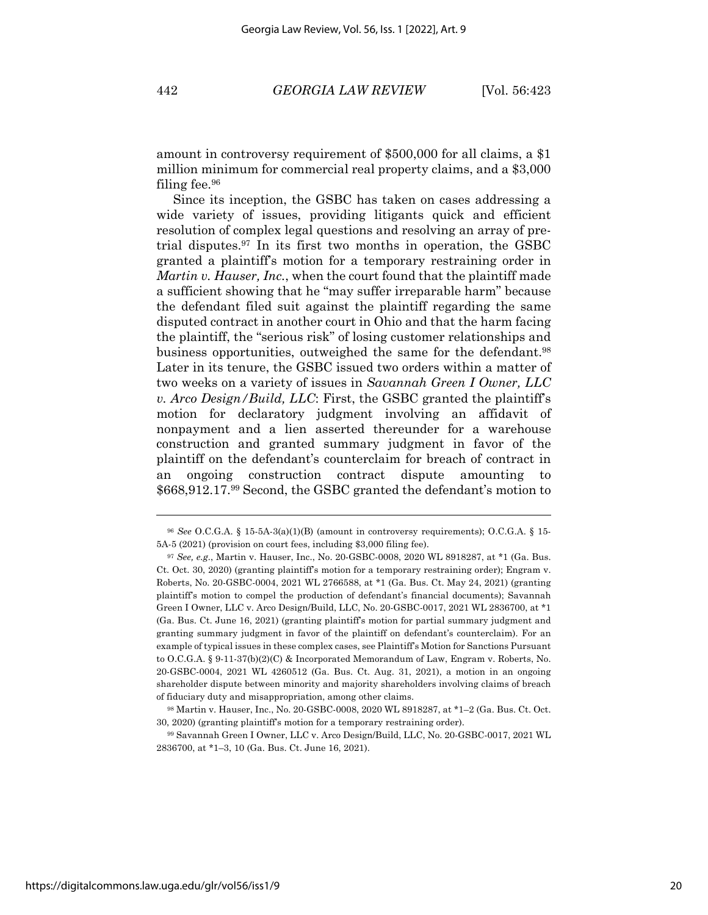amount in controversy requirement of $500,000 for all claims, a $1 million minimum for commercial real property claims, and a $3,000 filing fee.[96]

Since its inception, the GSBC has taken on cases addressing a wide variety of issues, providing litigants quick and efficient resolution of complex legal questions and resolving an array of pre-trial disputes.[97] In its first two months in operation, the GSBC granted a plaintiff's motion for a temporary restraining order in *Martin v. Hauser, Inc.*, when the court found that the plaintiff made a sufficient showing that he "may suffer irreparable harm" because the defendant filed suit against the plaintiff regarding the same disputed contract in another court in Ohio and that the harm facing the plaintiff, the "serious risk" of losing customer relationships and business opportunities, outweighed the same for the defendant.[98] Later in its tenure, the GSBC issued two orders within a matter of two weeks on a variety of issues in *Savannah Green I Owner, LLC v. Arco Design/Build, LLC*: First, the GSBC granted the plaintiff's motion for declaratory judgment involving an affidavit of nonpayment and a lien asserted thereunder for a warehouse construction and granted summary judgment in favor of the plaintiff on the defendant's counterclaim for breach of contract in an ongoing construction contract dispute amounting to $668,912.17.[99] Second, the GSBC granted the defendant's motion to

---

[96] *See* O.C.G.A. § 15-5A-3(a)(1)(B) (amount in controversy requirements); O.C.G.A. § 15-5A-5 (2021) (provision on court fees, including $3,000 filing fee).

[97] *See, e.g.*, Martin v. Hauser, Inc., No. 20-GSBC-0008, 2020 WL 8918287, at *1 (Ga. Bus. Ct. Oct. 30, 2020) (granting plaintiff's motion for a temporary restraining order); Engram v. Roberts, No. 20-GSBC-0004, 2021 WL 2766588, at *1 (Ga. Bus. Ct. May 24, 2021) (granting plaintiff's motion to compel the production of defendant's financial documents); Savannah Green I Owner, LLC v. Arco Design/Build, LLC, No. 20-GSBC-0017, 2021 WL 2836700, at *1 (Ga. Bus. Ct. June 16, 2021) (granting plaintiff's motion for partial summary judgment and granting summary judgment in favor of the plaintiff on defendant's counterclaim). For an example of typical issues in these complex cases, see Plaintiff's Motion for Sanctions Pursuant to O.C.G.A. § 9-11-37(b)(2)(C) & Incorporated Memorandum of Law, Engram v. Roberts, No. 20-GSBC-0004, 2021 WL 4260512 (Ga. Bus. Ct. Aug. 31, 2021), a motion in an ongoing shareholder dispute between minority and majority shareholders involving claims of breach of fiduciary duty and misappropriation, among other claims.

[98] Martin v. Hauser, Inc., No. 20-GSBC-0008, 2020 WL 8918287, at *1–2 (Ga. Bus. Ct. Oct. 30, 2020) (granting plaintiff's motion for a temporary restraining order).

[99] Savannah Green I Owner, LLC v. Arco Design/Build, LLC, No. 20-GSBC-0017, 2021 WL 2836700, at *1–3, 10 (Ga. Bus. Ct. June 16, 2021).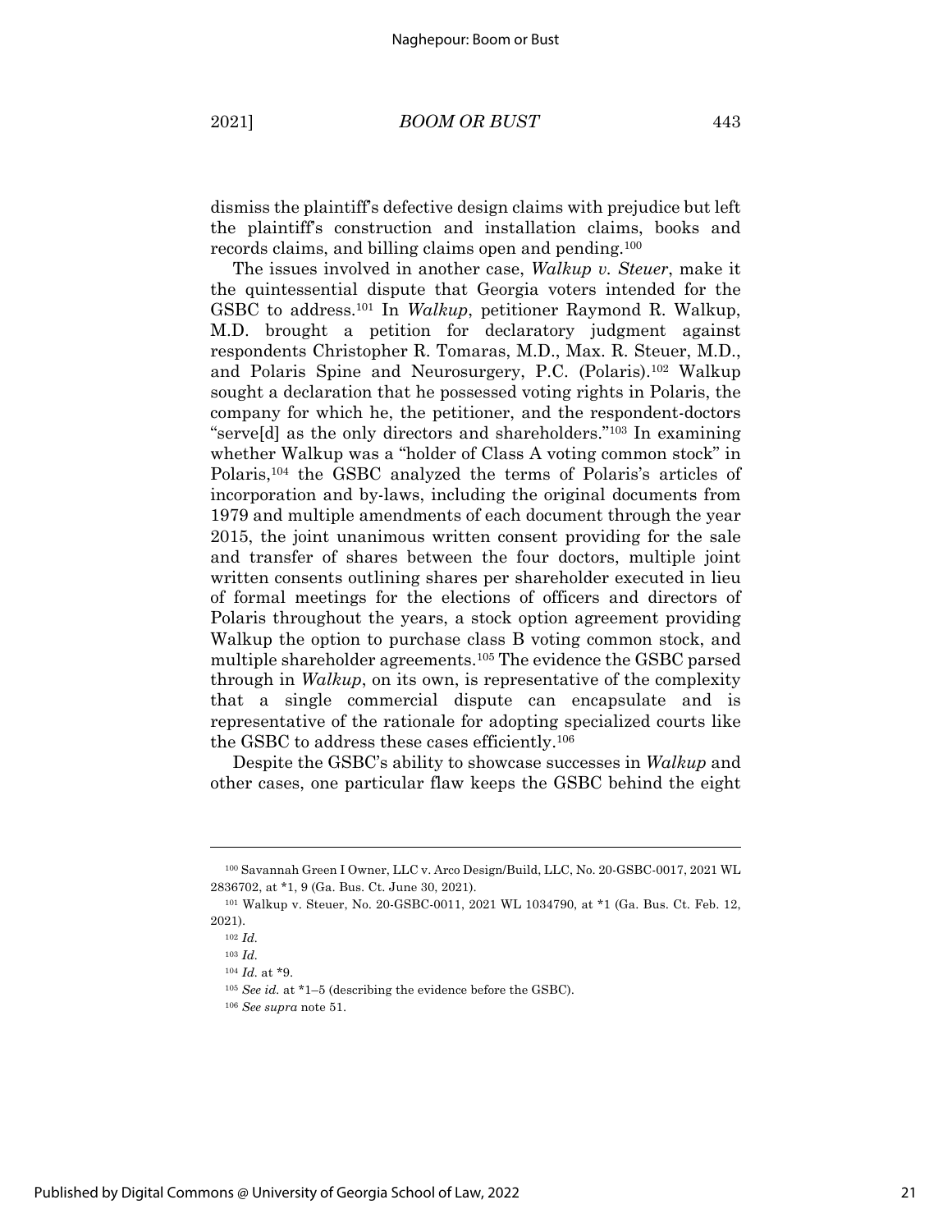dismiss the plaintiff's defective design claims with prejudice but left the plaintiff's construction and installation claims, books and records claims, and billing claims open and pending.[100]

The issues involved in another case, *Walkup v. Steuer*, make it the quintessential dispute that Georgia voters intended for the GSBC to address.[101] In *Walkup*, petitioner Raymond R. Walkup, M.D. brought a petition for declaratory judgment against respondents Christopher R. Tomaras, M.D., Max. R. Steuer, M.D., and Polaris Spine and Neurosurgery, P.C. (Polaris).[102] Walkup sought a declaration that he possessed voting rights in Polaris, the company for which he, the petitioner, and the respondent-doctors "serve[d] as the only directors and shareholders."[103] In examining whether Walkup was a "holder of Class A voting common stock" in Polaris,[104] the GSBC analyzed the terms of Polaris's articles of incorporation and by-laws, including the original documents from 1979 and multiple amendments of each document through the year 2015, the joint unanimous written consent providing for the sale and transfer of shares between the four doctors, multiple joint written consents outlining shares per shareholder executed in lieu of formal meetings for the elections of officers and directors of Polaris throughout the years, a stock option agreement providing Walkup the option to purchase class B voting common stock, and multiple shareholder agreements.[105] The evidence the GSBC parsed through in *Walkup*, on its own, is representative of the complexity that a single commercial dispute can encapsulate and is representative of the rationale for adopting specialized courts like the GSBC to address these cases efficiently.[106]

Despite the GSBC's ability to showcase successes in *Walkup* and other cases, one particular flaw keeps the GSBC behind the eight

---

[100] Savannah Green I Owner, LLC v. Arco Design/Build, LLC, No. 20-GSBC-0017, 2021 WL 2836702, at *1, 9 (Ga. Bus. Ct. June 30, 2021).

[101] Walkup v. Steuer, No. 20-GSBC-0011, 2021 WL 1034790, at *1 (Ga. Bus. Ct. Feb. 12, 2021).

[102] *Id.*

[103] *Id.*

[104] *Id.* at *9.

[105] *See id.* at *1–5 (describing the evidence before the GSBC).

[106] *See supra* note 51.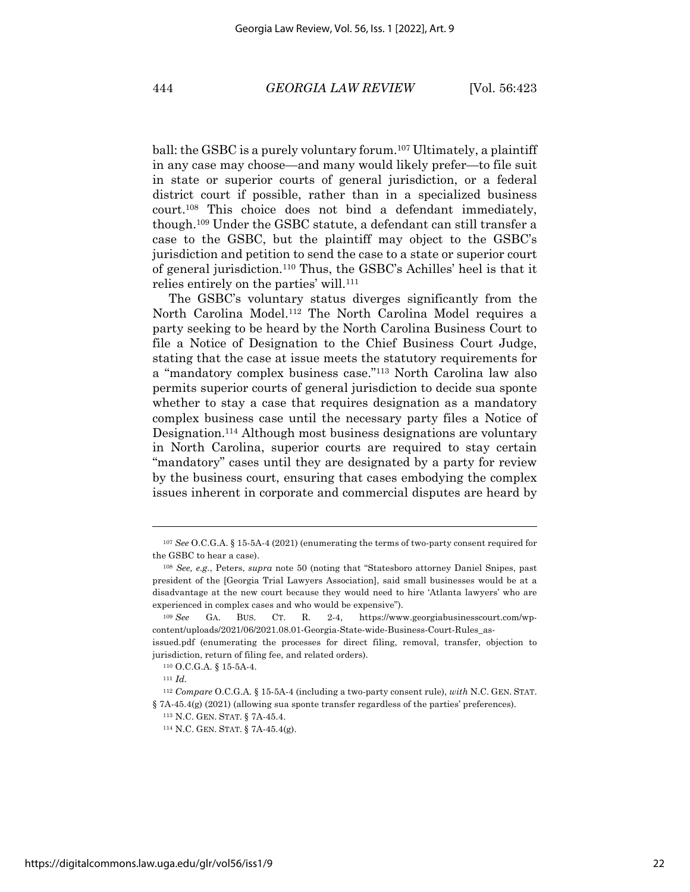ball: the GSBC is a purely voluntary forum.[107] Ultimately, a plaintiff in any case may choose—and many would likely prefer—to file suit in state or superior courts of general jurisdiction, or a federal district court if possible, rather than in a specialized business court.[108] This choice does not bind a defendant immediately, though.[109] Under the GSBC statute, a defendant can still transfer a case to the GSBC, but the plaintiff may object to the GSBC's jurisdiction and petition to send the case to a state or superior court of general jurisdiction.[110] Thus, the GSBC's Achilles' heel is that it relies entirely on the parties' will.[111]

The GSBC's voluntary status diverges significantly from the North Carolina Model.[112] The North Carolina Model requires a party seeking to be heard by the North Carolina Business Court to file a Notice of Designation to the Chief Business Court Judge, stating that the case at issue meets the statutory requirements for a "mandatory complex business case."[113] North Carolina law also permits superior courts of general jurisdiction to decide sua sponte whether to stay a case that requires designation as a mandatory complex business case until the necessary party files a Notice of Designation.[114] Although most business designations are voluntary in North Carolina, superior courts are required to stay certain "mandatory" cases until they are designated by a party for review by the business court, ensuring that cases embodying the complex issues inherent in corporate and commercial disputes are heard by

---

[107] *See* O.C.G.A. § 15-5A-4 (2021) (enumerating the terms of two-party consent required for the GSBC to hear a case).

[108] *See, e.g.*, Peters, *supra* note 50 (noting that "Statesboro attorney Daniel Snipes, past president of the [Georgia Trial Lawyers Association], said small businesses would be at a disadvantage at the new court because they would need to hire 'Atlanta lawyers' who are experienced in complex cases and who would be expensive").

[109] *See* GA. BUS. CT. R. 2-4, https://www.georgiabusinesscourt.com/wp-content/uploads/2021/06/2021.08.01-Georgia-State-wide-Business-Court-Rules_as-issued.pdf (enumerating the processes for direct filing, removal, transfer, objection to jurisdiction, return of filing fee, and related orders).

[110] O.C.G.A. § 15-5A-4.

[111] *Id.*

[112] *Compare* O.C.G.A. § 15-5A-4 (including a two-party consent rule), *with* N.C. GEN. STAT. § 7A-45.4(g) (2021) (allowing sua sponte transfer regardless of the parties' preferences).

[113] N.C. GEN. STAT. § 7A-45.4.

[114] N.C. GEN. STAT. § 7A-45.4(g).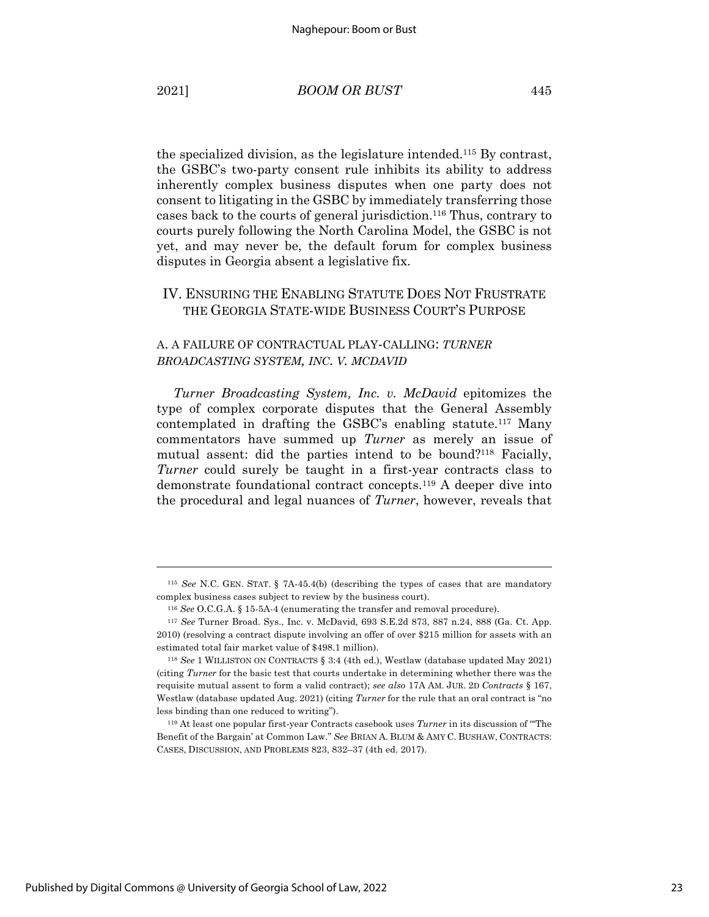the specialized division, as the legislature intended.[115] By contrast, the GSBC's two-party consent rule inhibits its ability to address inherently complex business disputes when one party does not consent to litigating in the GSBC by immediately transferring those cases back to the courts of general jurisdiction.[116] Thus, contrary to courts purely following the North Carolina Model, the GSBC is not yet, and may never be, the default forum for complex business disputes in Georgia absent a legislative fix.

## IV. ENSURING THE ENABLING STATUTE DOES NOT FRUSTRATE THE GEORGIA STATE-WIDE BUSINESS COURT'S PURPOSE

### A. A FAILURE OF CONTRACTUAL PLAY-CALLING: *TURNER BROADCASTING SYSTEM, INC. V. MCDAVID*

*Turner Broadcasting System, Inc. v. McDavid* epitomizes the type of complex corporate disputes that the General Assembly contemplated in drafting the GSBC's enabling statute.[117] Many commentators have summed up *Turner* as merely an issue of mutual assent: did the parties intend to be bound?[118] Facially, *Turner* could surely be taught in a first-year contracts class to demonstrate foundational contract concepts.[119] A deeper dive into the procedural and legal nuances of *Turner*, however, reveals that

---

[115] *See* N.C. GEN. STAT. § 7A-45.4(b) (describing the types of cases that are mandatory complex business cases subject to review by the business court).

[116] *See* O.C.G.A. § 15-5A-4 (enumerating the transfer and removal procedure).

[117] *See* Turner Broad. Sys., Inc. v. McDavid, 693 S.E.2d 873, 887 n.24, 888 (Ga. Ct. App. 2010) (resolving a contract dispute involving an offer of over $215 million for assets with an estimated total fair market value of $498.1 million).

[118] *See* 1 WILLISTON ON CONTRACTS § 3:4 (4th ed.), Westlaw (database updated May 2021) (citing *Turner* for the basic test that courts undertake in determining whether there was the requisite mutual assent to form a valid contract); *see also* 17A AM. JUR. 2D *Contracts* § 167, Westlaw (database updated Aug. 2021) (citing *Turner* for the rule that an oral contract is "no less binding than one reduced to writing").

[119] At least one popular first-year Contracts casebook uses *Turner* in its discussion of "'The Benefit of the Bargain' at Common Law." *See* BRIAN A. BLUM & AMY C. BUSHAW, CONTRACTS: CASES, DISCUSSION, AND PROBLEMS 823, 832–37 (4th ed. 2017).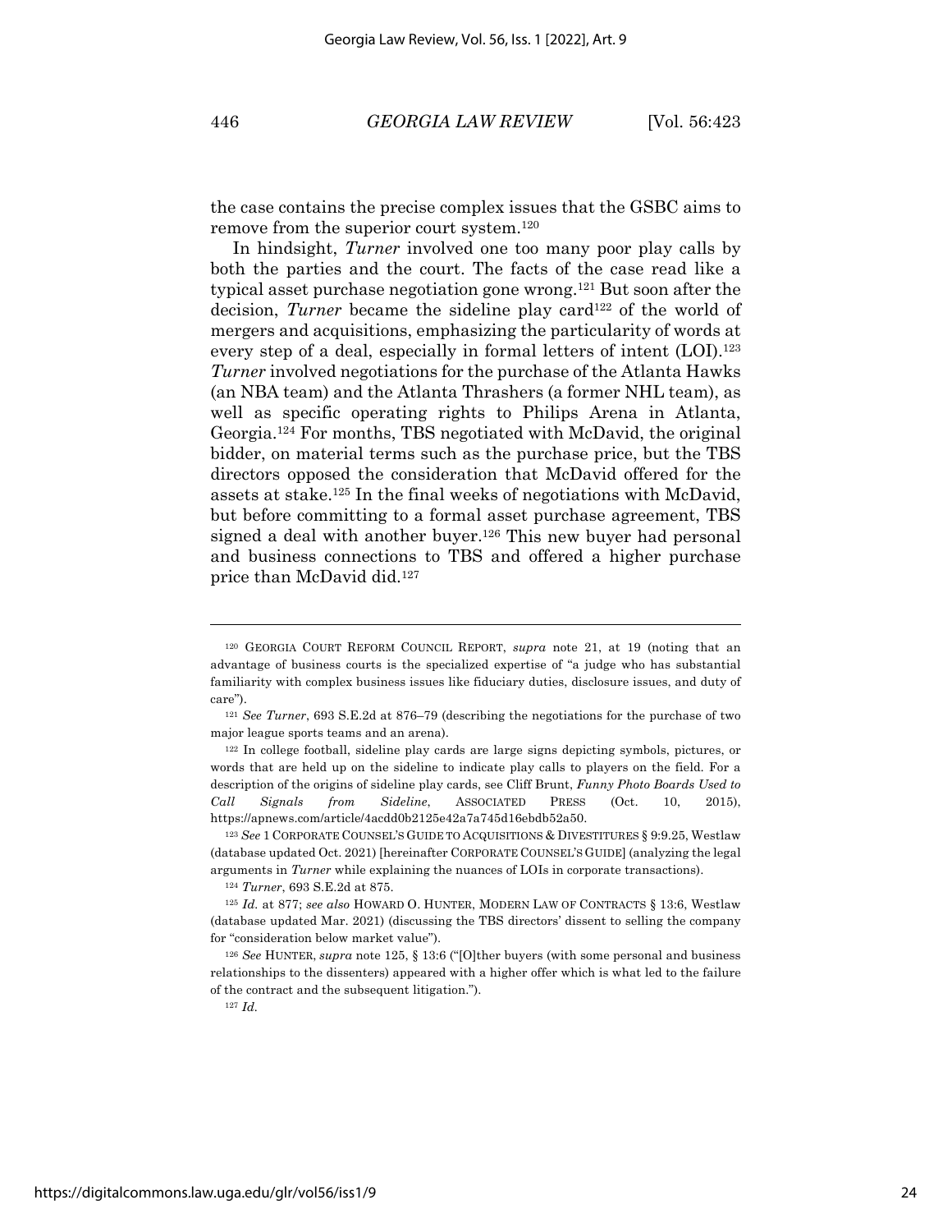the case contains the precise complex issues that the GSBC aims to remove from the superior court system.[120]

In hindsight, *Turner* involved one too many poor play calls by both the parties and the court. The facts of the case read like a typical asset purchase negotiation gone wrong.[121] But soon after the decision, *Turner* became the sideline play card[122] of the world of mergers and acquisitions, emphasizing the particularity of words at every step of a deal, especially in formal letters of intent (LOI).[123] *Turner* involved negotiations for the purchase of the Atlanta Hawks (an NBA team) and the Atlanta Thrashers (a former NHL team), as well as specific operating rights to Philips Arena in Atlanta, Georgia.[124] For months, TBS negotiated with McDavid, the original bidder, on material terms such as the purchase price, but the TBS directors opposed the consideration that McDavid offered for the assets at stake.[125] In the final weeks of negotiations with McDavid, but before committing to a formal asset purchase agreement, TBS signed a deal with another buyer.[126] This new buyer had personal and business connections to TBS and offered a higher purchase price than McDavid did.[127]

---

[120] GEORGIA COURT REFORM COUNCIL REPORT, *supra* note 21, at 19 (noting that an advantage of business courts is the specialized expertise of "a judge who has substantial familiarity with complex business issues like fiduciary duties, disclosure issues, and duty of care").

[121] *See Turner*, 693 S.E.2d at 876–79 (describing the negotiations for the purchase of two major league sports teams and an arena).

[122] In college football, sideline play cards are large signs depicting symbols, pictures, or words that are held up on the sideline to indicate play calls to players on the field. For a description of the origins of sideline play cards, see Cliff Brunt, *Funny Photo Boards Used to Call Signals from Sideline*, ASSOCIATED PRESS (Oct. 10, 2015), https://apnews.com/article/4acdd0b2125e42a7a745d16ebdb52a50.

[123] *See* 1 CORPORATE COUNSEL'S GUIDE TO ACQUISITIONS & DIVESTITURES § 9:9.25, Westlaw (database updated Oct. 2021) [hereinafter CORPORATE COUNSEL'S GUIDE] (analyzing the legal arguments in *Turner* while explaining the nuances of LOIs in corporate transactions).

[124] *Turner*, 693 S.E.2d at 875.

[125] *Id.* at 877; *see also* HOWARD O. HUNTER, MODERN LAW OF CONTRACTS § 13:6, Westlaw (database updated Mar. 2021) (discussing the TBS directors' dissent to selling the company for "consideration below market value").

[126] *See* HUNTER, *supra* note 125, § 13:6 ("[O]ther buyers (with some personal and business relationships to the dissenters) appeared with a higher offer which is what led to the failure of the contract and the subsequent litigation.").

[127] *Id.*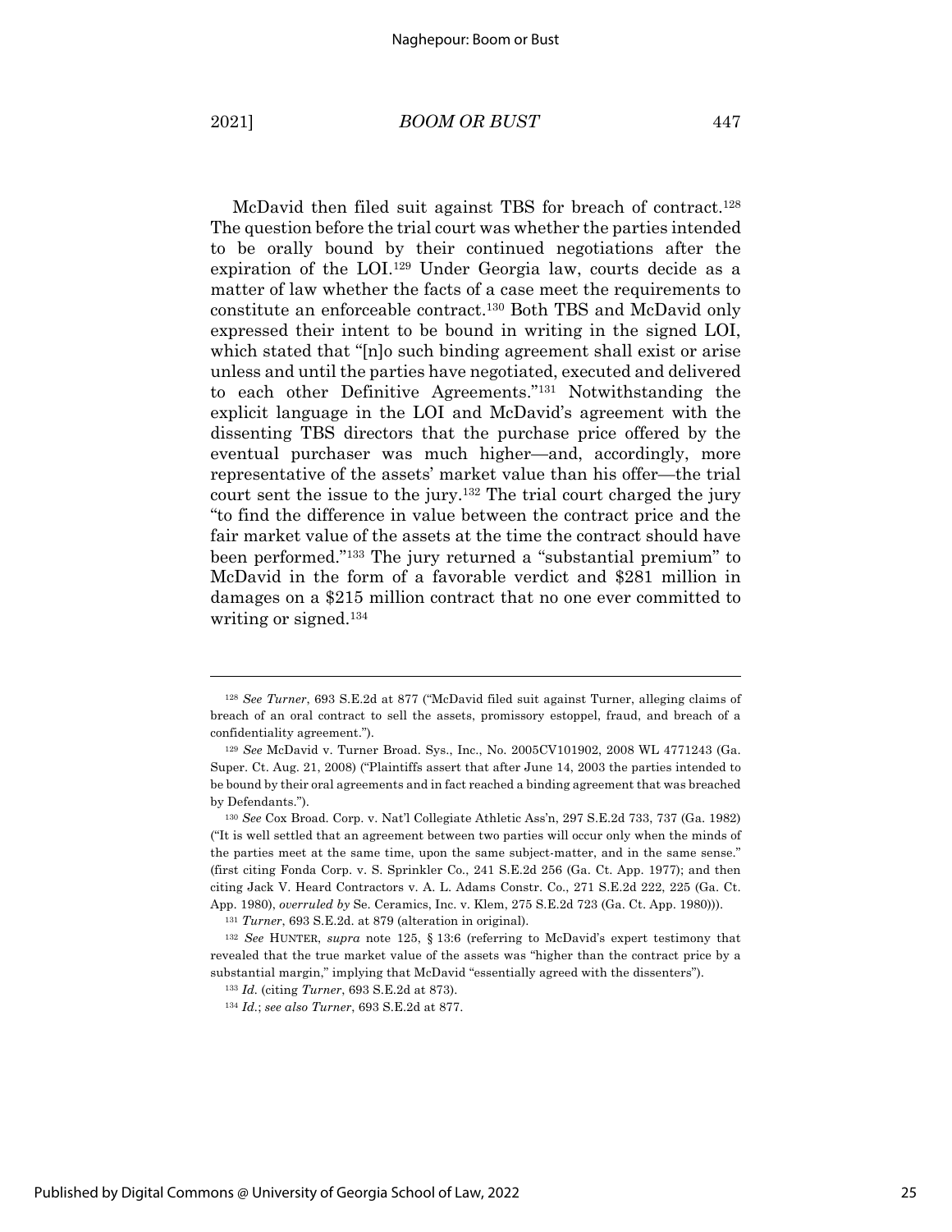McDavid then filed suit against TBS for breach of contract.[128] The question before the trial court was whether the parties intended to be orally bound by their continued negotiations after the expiration of the LOI.[129] Under Georgia law, courts decide as a matter of law whether the facts of a case meet the requirements to constitute an enforceable contract.[130] Both TBS and McDavid only expressed their intent to be bound in writing in the signed LOI, which stated that "[n]o such binding agreement shall exist or arise unless and until the parties have negotiated, executed and delivered to each other Definitive Agreements."[131] Notwithstanding the explicit language in the LOI and McDavid's agreement with the dissenting TBS directors that the purchase price offered by the eventual purchaser was much higher—and, accordingly, more representative of the assets' market value than his offer—the trial court sent the issue to the jury.[132] The trial court charged the jury "to find the difference in value between the contract price and the fair market value of the assets at the time the contract should have been performed."[133] The jury returned a "substantial premium" to McDavid in the form of a favorable verdict and $281 million in damages on a $215 million contract that no one ever committed to writing or signed.[134]

---

[128] *See Turner*, 693 S.E.2d at 877 ("McDavid filed suit against Turner, alleging claims of breach of an oral contract to sell the assets, promissory estoppel, fraud, and breach of a confidentiality agreement.").

[129] *See* McDavid v. Turner Broad. Sys., Inc., No. 2005CV101902, 2008 WL 4771243 (Ga. Super. Ct. Aug. 21, 2008) ("Plaintiffs assert that after June 14, 2003 the parties intended to be bound by their oral agreements and in fact reached a binding agreement that was breached by Defendants.").

[130] *See* Cox Broad. Corp. v. Nat'l Collegiate Athletic Ass'n, 297 S.E.2d 733, 737 (Ga. 1982) ("It is well settled that an agreement between two parties will occur only when the minds of the parties meet at the same time, upon the same subject-matter, and in the same sense." (first citing Fonda Corp. v. S. Sprinkler Co., 241 S.E.2d 256 (Ga. Ct. App. 1977); and then citing Jack V. Heard Contractors v. A. L. Adams Constr. Co., 271 S.E.2d 222, 225 (Ga. Ct. App. 1980), *overruled by* Se. Ceramics, Inc. v. Klem, 275 S.E.2d 723 (Ga. Ct. App. 1980))).

[131] *Turner*, 693 S.E.2d. at 879 (alteration in original).

[132] *See* HUNTER, *supra* note 125, § 13:6 (referring to McDavid's expert testimony that revealed that the true market value of the assets was "higher than the contract price by a substantial margin," implying that McDavid "essentially agreed with the dissenters").

[133] *Id.* (citing *Turner*, 693 S.E.2d at 873).

[134] *Id.*; *see also Turner*, 693 S.E.2d at 877.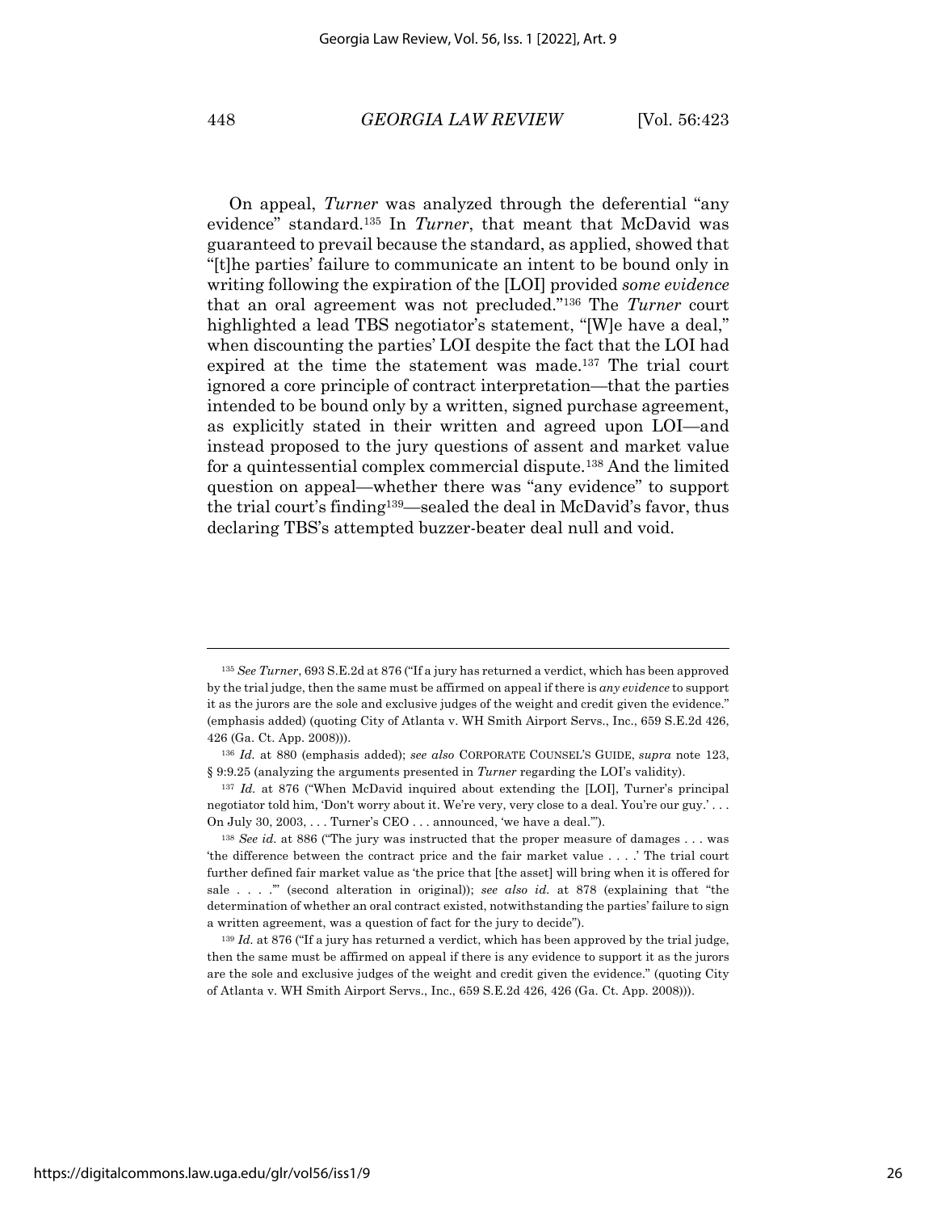On appeal, *Turner* was analyzed through the deferential "any evidence" standard.[135] In *Turner*, that meant that McDavid was guaranteed to prevail because the standard, as applied, showed that "[t]he parties' failure to communicate an intent to be bound only in writing following the expiration of the [LOI] provided *some evidence* that an oral agreement was not precluded."[136] The *Turner* court highlighted a lead TBS negotiator's statement, "[W]e have a deal," when discounting the parties' LOI despite the fact that the LOI had expired at the time the statement was made.[137] The trial court ignored a core principle of contract interpretation—that the parties intended to be bound only by a written, signed purchase agreement, as explicitly stated in their written and agreed upon LOI—and instead proposed to the jury questions of assent and market value for a quintessential complex commercial dispute.[138] And the limited question on appeal—whether there was "any evidence" to support the trial court's finding[139]—sealed the deal in McDavid's favor, thus declaring TBS's attempted buzzer-beater deal null and void.

---

[135] *See Turner*, 693 S.E.2d at 876 ("If a jury has returned a verdict, which has been approved by the trial judge, then the same must be affirmed on appeal if there is *any evidence* to support it as the jurors are the sole and exclusive judges of the weight and credit given the evidence." (emphasis added) (quoting City of Atlanta v. WH Smith Airport Servs., Inc., 659 S.E.2d 426, 426 (Ga. Ct. App. 2008))).

[136] *Id.* at 880 (emphasis added); *see also* CORPORATE COUNSEL'S GUIDE, *supra* note 123, § 9:9.25 (analyzing the arguments presented in *Turner* regarding the LOI's validity).

[137] *Id.* at 876 ("When McDavid inquired about extending the [LOI], Turner's principal negotiator told him, 'Don't worry about it. We're very, very close to a deal. You're our guy.' . . . On July 30, 2003, . . . Turner's CEO . . . announced, 'we have a deal.'").

[138] *See id.* at 886 ("The jury was instructed that the proper measure of damages . . . was 'the difference between the contract price and the fair market value . . . .' The trial court further defined fair market value as 'the price that [the asset] will bring when it is offered for sale . . . .'" (second alteration in original)); *see also id.* at 878 (explaining that "the determination of whether an oral contract existed, notwithstanding the parties' failure to sign a written agreement, was a question of fact for the jury to decide").

[139] *Id.* at 876 ("If a jury has returned a verdict, which has been approved by the trial judge, then the same must be affirmed on appeal if there is any evidence to support it as the jurors are the sole and exclusive judges of the weight and credit given the evidence." (quoting City of Atlanta v. WH Smith Airport Servs., Inc., 659 S.E.2d 426, 426 (Ga. Ct. App. 2008))).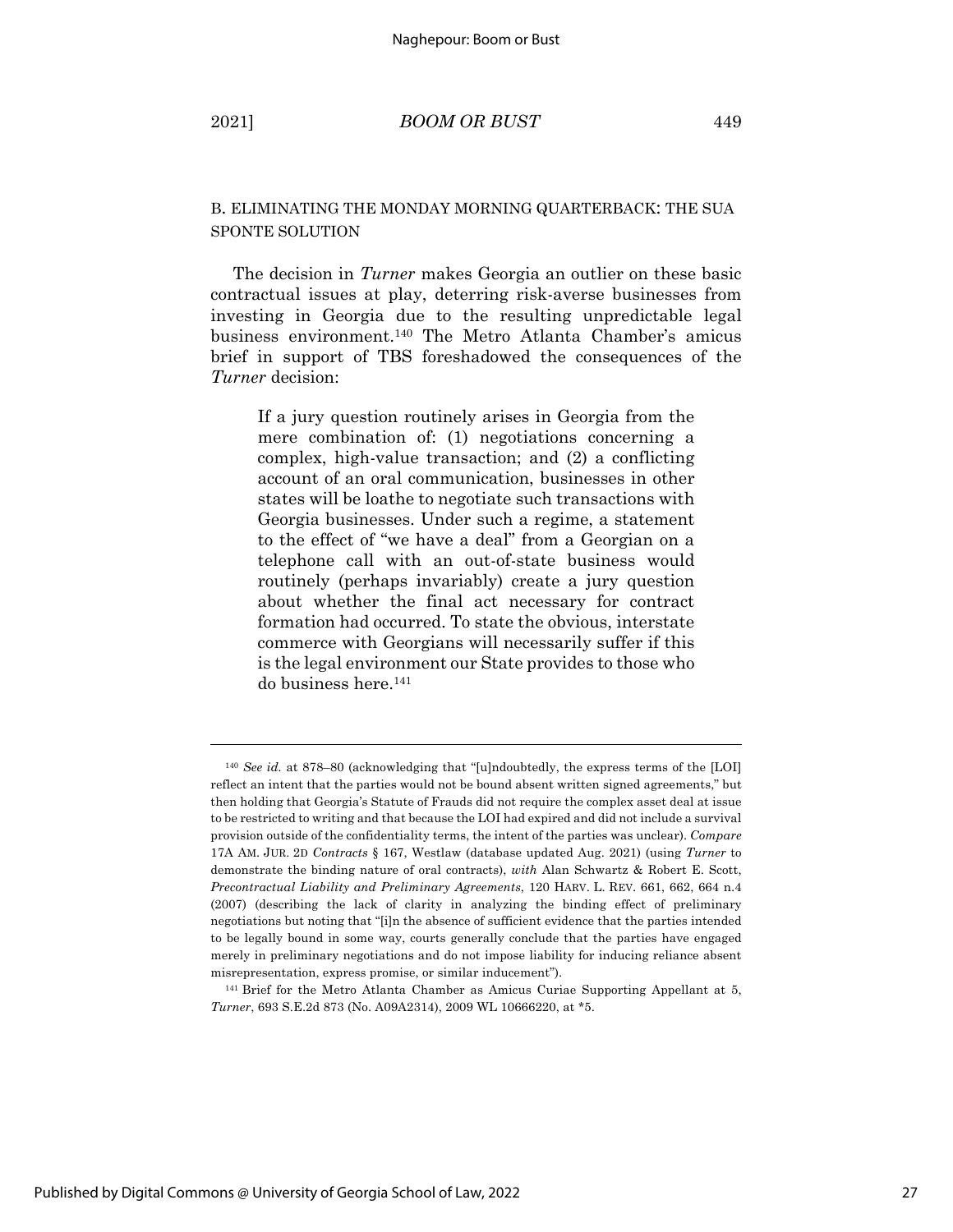### B. ELIMINATING THE MONDAY MORNING QUARTERBACK: THE SUA SPONTE SOLUTION

The decision in *Turner* makes Georgia an outlier on these basic contractual issues at play, deterring risk-averse businesses from investing in Georgia due to the resulting unpredictable legal business environment.[140] The Metro Atlanta Chamber's amicus brief in support of TBS foreshadowed the consequences of the *Turner* decision:

> If a jury question routinely arises in Georgia from the mere combination of: (1) negotiations concerning a complex, high-value transaction; and (2) a conflicting account of an oral communication, businesses in other states will be loathe to negotiate such transactions with Georgia businesses. Under such a regime, a statement to the effect of "we have a deal" from a Georgian on a telephone call with an out-of-state business would routinely (perhaps invariably) create a jury question about whether the final act necessary for contract formation had occurred. To state the obvious, interstate commerce with Georgians will necessarily suffer if this is the legal environment our State provides to those who do business here.[141]

---

[140] *See id.* at 878–80 (acknowledging that "[u]ndoubtedly, the express terms of the [LOI] reflect an intent that the parties would not be bound absent written signed agreements," but then holding that Georgia's Statute of Frauds did not require the complex asset deal at issue to be restricted to writing and that because the LOI had expired and did not include a survival provision outside of the confidentiality terms, the intent of the parties was unclear). *Compare* 17A AM. JUR. 2D *Contracts* § 167, Westlaw (database updated Aug. 2021) (using *Turner* to demonstrate the binding nature of oral contracts), *with* Alan Schwartz & Robert E. Scott, *Precontractual Liability and Preliminary Agreements*, 120 HARV. L. REV. 661, 662, 664 n.4 (2007) (describing the lack of clarity in analyzing the binding effect of preliminary negotiations but noting that "[i]n the absence of sufficient evidence that the parties intended to be legally bound in some way, courts generally conclude that the parties have engaged merely in preliminary negotiations and do not impose liability for inducing reliance absent misrepresentation, express promise, or similar inducement").

[141] Brief for the Metro Atlanta Chamber as Amicus Curiae Supporting Appellant at 5, *Turner*, 693 S.E.2d 873 (No. A09A2314), 2009 WL 10666220, at *5.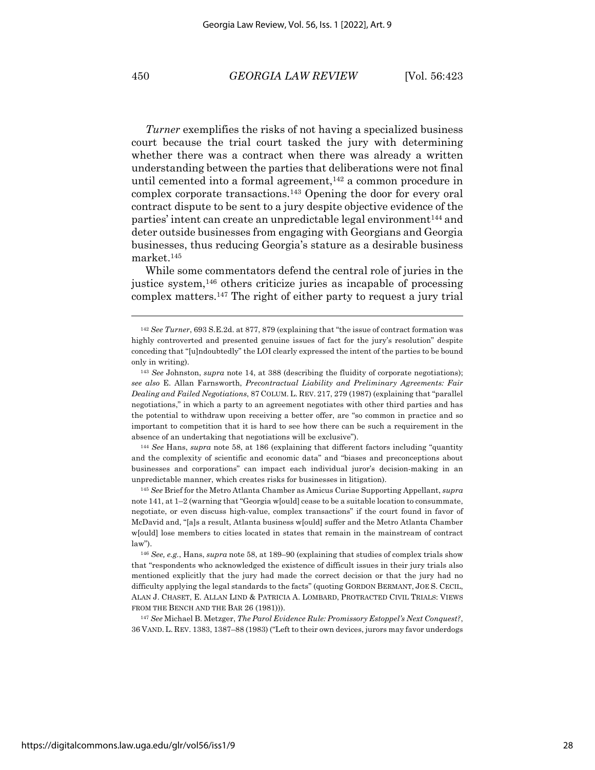*Turner* exemplifies the risks of not having a specialized business court because the trial court tasked the jury with determining whether there was a contract when there was already a written understanding between the parties that deliberations were not final until cemented into a formal agreement,[142] a common procedure in complex corporate transactions.[143] Opening the door for every oral contract dispute to be sent to a jury despite objective evidence of the parties' intent can create an unpredictable legal environment[144] and deter outside businesses from engaging with Georgians and Georgia businesses, thus reducing Georgia's stature as a desirable business market.[145]

While some commentators defend the central role of juries in the justice system,[146] others criticize juries as incapable of processing complex matters.[147] The right of either party to request a jury trial

---

[142] *See Turner*, 693 S.E.2d. at 877, 879 (explaining that "the issue of contract formation was highly controverted and presented genuine issues of fact for the jury's resolution" despite conceding that "[u]ndoubtedly" the LOI clearly expressed the intent of the parties to be bound only in writing).

[143] *See* Johnston, *supra* note 14, at 388 (describing the fluidity of corporate negotiations); *see also* E. Allan Farnsworth, *Precontractual Liability and Preliminary Agreements: Fair Dealing and Failed Negotiations*, 87 COLUM. L. REV. 217, 279 (1987) (explaining that "parallel negotiations," in which a party to an agreement negotiates with other third parties and has the potential to withdraw upon receiving a better offer, are "so common in practice and so important to competition that it is hard to see how there can be such a requirement in the absence of an undertaking that negotiations will be exclusive").

[144] *See* Hans, *supra* note 58, at 186 (explaining that different factors including "quantity and the complexity of scientific and economic data" and "biases and preconceptions about businesses and corporations" can impact each individual juror's decision-making in an unpredictable manner, which creates risks for businesses in litigation).

[145] *See* Brief for the Metro Atlanta Chamber as Amicus Curiae Supporting Appellant, *supra* note 141, at 1–2 (warning that "Georgia w[ould] cease to be a suitable location to consummate, negotiate, or even discuss high-value, complex transactions" if the court found in favor of McDavid and, "[a]s a result, Atlanta business w[ould] suffer and the Metro Atlanta Chamber w[ould] lose members to cities located in states that remain in the mainstream of contract law").

[146] *See, e.g.*, Hans, *supra* note 58, at 189–90 (explaining that studies of complex trials show that "respondents who acknowledged the existence of difficult issues in their jury trials also mentioned explicitly that the jury had made the correct decision or that the jury had no difficulty applying the legal standards to the facts" (quoting GORDON BERMANT, JOE S. CECIL, ALAN J. CHASET, E. ALLAN LIND & PATRICIA A. LOMBARD, PROTRACTED CIVIL TRIALS: VIEWS FROM THE BENCH AND THE BAR 26 (1981))).

[147] *See* Michael B. Metzger, *The Parol Evidence Rule: Promissory Estoppel's Next Conquest?*, 36 VAND. L. REV. 1383, 1387–88 (1983) ("Left to their own devices, jurors may favor underdogs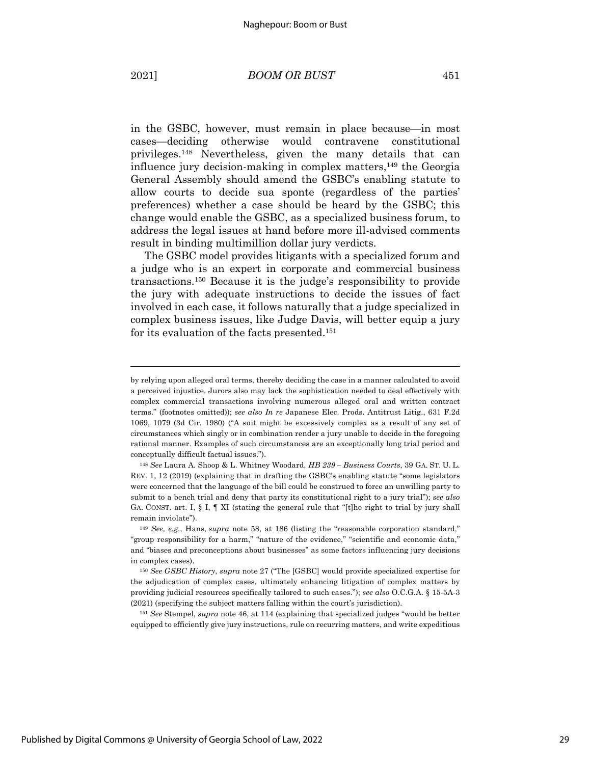in the GSBC, however, must remain in place because—in most cases—deciding otherwise would contravene constitutional privileges.[148] Nevertheless, given the many details that can influence jury decision-making in complex matters,[149] the Georgia General Assembly should amend the GSBC's enabling statute to allow courts to decide sua sponte (regardless of the parties' preferences) whether a case should be heard by the GSBC; this change would enable the GSBC, as a specialized business forum, to address the legal issues at hand before more ill-advised comments result in binding multimillion dollar jury verdicts.

The GSBC model provides litigants with a specialized forum and a judge who is an expert in corporate and commercial business transactions.[150] Because it is the judge's responsibility to provide the jury with adequate instructions to decide the issues of fact involved in each case, it follows naturally that a judge specialized in complex business issues, like Judge Davis, will better equip a jury for its evaluation of the facts presented.[151]

---

by relying upon alleged oral terms, thereby deciding the case in a manner calculated to avoid a perceived injustice. Jurors also may lack the sophistication needed to deal effectively with complex commercial transactions involving numerous alleged oral and written contract terms." (footnotes omitted)); *see also In re* Japanese Elec. Prods. Antitrust Litig., 631 F.2d 1069, 1079 (3d Cir. 1980) ("A suit might be excessively complex as a result of any set of circumstances which singly or in combination render a jury unable to decide in the foregoing rational manner. Examples of such circumstances are an exceptionally long trial period and conceptually difficult factual issues.").

[148] *See* Laura A. Shoop & L. Whitney Woodard, *HB 239 – Business Courts*, 39 GA. ST. U. L. REV. 1, 12 (2019) (explaining that in drafting the GSBC's enabling statute "some legislators were concerned that the language of the bill could be construed to force an unwilling party to submit to a bench trial and deny that party its constitutional right to a jury trial"); *see also* GA. CONST. art. I, § I, ¶ XI (stating the general rule that "[t]he right to trial by jury shall remain inviolate").

[149] *See, e.g.*, Hans, *supra* note 58, at 186 (listing the "reasonable corporation standard," "group responsibility for a harm," "nature of the evidence," "scientific and economic data," and "biases and preconceptions about businesses" as some factors influencing jury decisions in complex cases).

[150] *See GSBC History*, *supra* note 27 ("The [GSBC] would provide specialized expertise for the adjudication of complex cases, ultimately enhancing litigation of complex matters by providing judicial resources specifically tailored to such cases."); *see also* O.C.G.A. § 15-5A-3 (2021) (specifying the subject matters falling within the court's jurisdiction).

[151] *See* Stempel, *supra* note 46, at 114 (explaining that specialized judges "would be better equipped to efficiently give jury instructions, rule on recurring matters, and write expeditious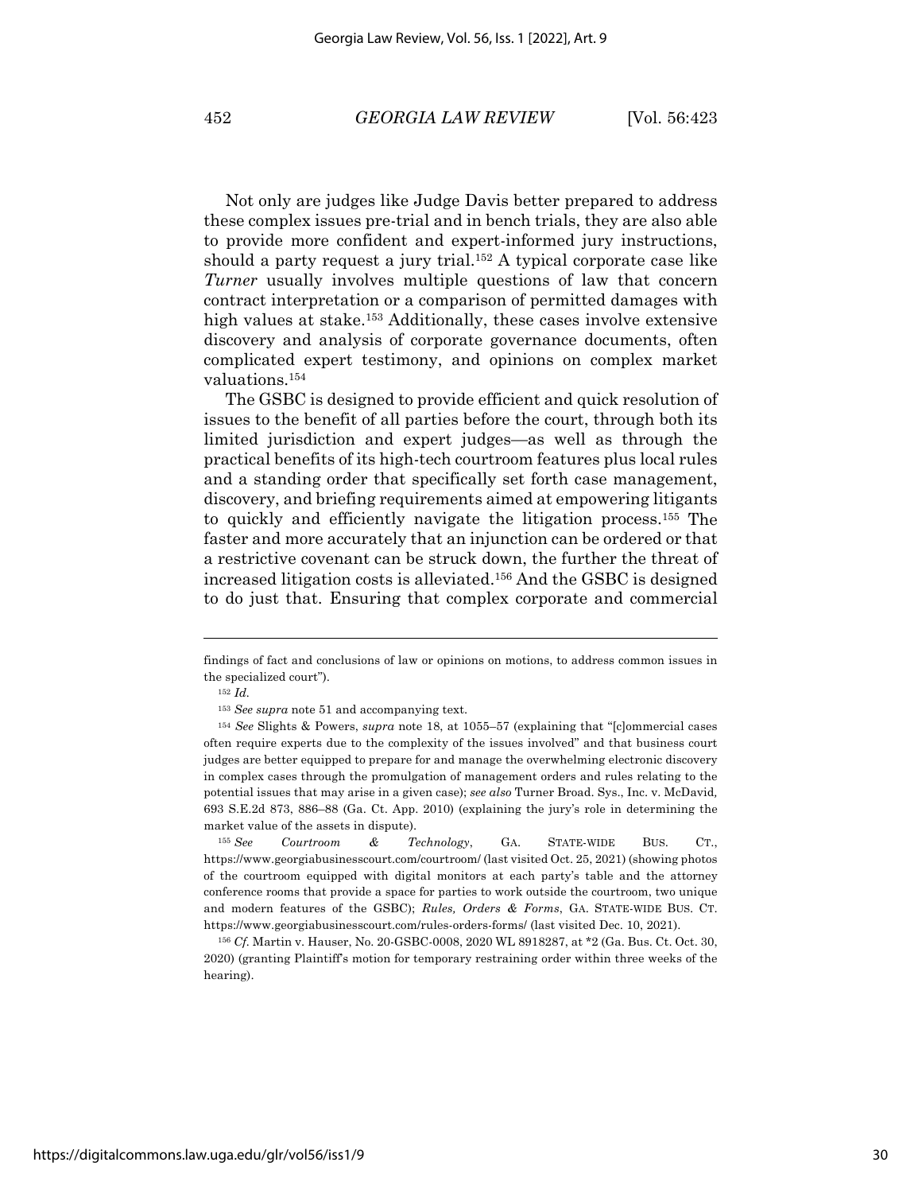Not only are judges like Judge Davis better prepared to address these complex issues pre-trial and in bench trials, they are also able to provide more confident and expert-informed jury instructions, should a party request a jury trial.[152] A typical corporate case like *Turner* usually involves multiple questions of law that concern contract interpretation or a comparison of permitted damages with high values at stake.[153] Additionally, these cases involve extensive discovery and analysis of corporate governance documents, often complicated expert testimony, and opinions on complex market valuations.[154]

The GSBC is designed to provide efficient and quick resolution of issues to the benefit of all parties before the court, through both its limited jurisdiction and expert judges—as well as through the practical benefits of its high-tech courtroom features plus local rules and a standing order that specifically set forth case management, discovery, and briefing requirements aimed at empowering litigants to quickly and efficiently navigate the litigation process.[155] The faster and more accurately that an injunction can be ordered or that a restrictive covenant can be struck down, the further the threat of increased litigation costs is alleviated.[156] And the GSBC is designed to do just that. Ensuring that complex corporate and commercial

---

findings of fact and conclusions of law or opinions on motions, to address common issues in the specialized court").

[152] *Id.*

[153] *See supra* note 51 and accompanying text.

[154] *See* Slights & Powers, *supra* note 18, at 1055–57 (explaining that "[c]ommercial cases often require experts due to the complexity of the issues involved" and that business court judges are better equipped to prepare for and manage the overwhelming electronic discovery in complex cases through the promulgation of management orders and rules relating to the potential issues that may arise in a given case); *see also* Turner Broad. Sys., Inc. v. McDavid, 693 S.E.2d 873, 886–88 (Ga. Ct. App. 2010) (explaining the jury's role in determining the market value of the assets in dispute).

[155] *See Courtroom & Technology*, GA. STATE-WIDE BUS. CT., https://www.georgiabusinesscourt.com/courtroom/ (last visited Oct. 25, 2021) (showing photos of the courtroom equipped with digital monitors at each party's table and the attorney conference rooms that provide a space for parties to work outside the courtroom, two unique and modern features of the GSBC); *Rules, Orders & Forms*, GA. STATE-WIDE BUS. CT. https://www.georgiabusinesscourt.com/rules-orders-forms/ (last visited Dec. 10, 2021).

[156] *Cf.* Martin v. Hauser, No. 20-GSBC-0008, 2020 WL 8918287, at *2 (Ga. Bus. Ct. Oct. 30, 2020) (granting Plaintiff's motion for temporary restraining order within three weeks of the hearing).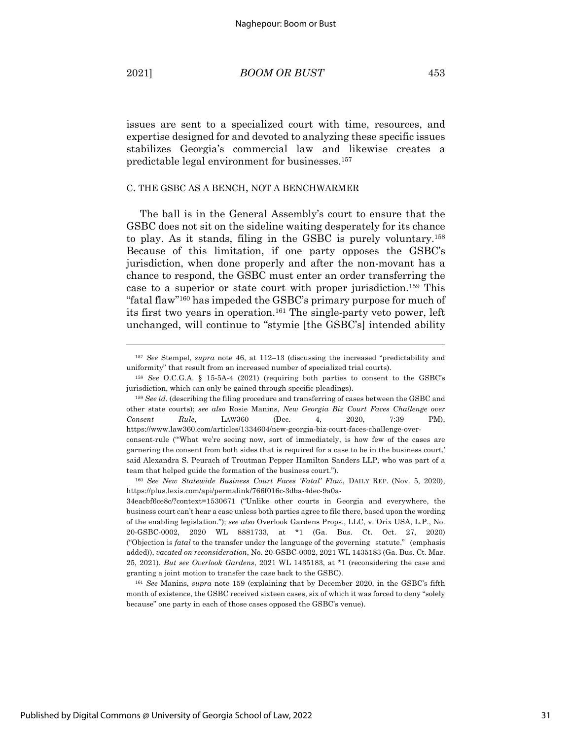issues are sent to a specialized court with time, resources, and expertise designed for and devoted to analyzing these specific issues stabilizes Georgia's commercial law and likewise creates a predictable legal environment for businesses.[157]

### C. THE GSBC AS A BENCH, NOT A BENCHWARMER

The ball is in the General Assembly's court to ensure that the GSBC does not sit on the sideline waiting desperately for its chance to play. As it stands, filing in the GSBC is purely voluntary.[158] Because of this limitation, if one party opposes the GSBC's jurisdiction, when done properly and after the non-movant has a chance to respond, the GSBC must enter an order transferring the case to a superior or state court with proper jurisdiction.[159] This "fatal flaw"[160] has impeded the GSBC's primary purpose for much of its first two years in operation.[161] The single-party veto power, left unchanged, will continue to "stymie [the GSBC's] intended ability

---

[157] *See* Stempel, *supra* note 46, at 112–13 (discussing the increased "predictability and uniformity" that result from an increased number of specialized trial courts).

[158] *See* O.C.G.A. § 15-5A-4 (2021) (requiring both parties to consent to the GSBC's jurisdiction, which can only be gained through specific pleadings).

[159] *See id.* (describing the filing procedure and transferring of cases between the GSBC and other state courts); *see also* Rosie Manins, *New Georgia Biz Court Faces Challenge over Consent Rule*, LAW360 (Dec. 4, 2020, 7:39 PM), https://www.law360.com/articles/1334604/new-georgia-biz-court-faces-challenge-over-consent-rule ("'What we're seeing now, sort of immediately, is how few of the cases are garnering the consent from both sides that is required for a case to be in the business court,' said Alexandra S. Peurach of Troutman Pepper Hamilton Sanders LLP, who was part of a team that helped guide the formation of the business court.").

[160] *See New Statewide Business Court Faces 'Fatal' Flaw*, DAILY REP. (Nov. 5, 2020), https://plus.lexis.com/api/permalink/766f016c-3dba-4dec-9a0a-34eacbf6ce8c/?context=1530671 ("Unlike other courts in Georgia and everywhere, the business court can't hear a case unless both parties agree to file there, based upon the wording of the enabling legislation."); *see also* Overlook Gardens Props., LLC, v. Orix USA, L.P., No. 20-GSBC-0002, 2020 WL 8881733, at *1 (Ga. Bus. Ct. Oct. 27, 2020) ("Objection is *fatal* to the transfer under the language of the governing statute." (emphasis added)), *vacated on reconsideration*, No. 20-GSBC-0002, 2021 WL 1435183 (Ga. Bus. Ct. Mar. 25, 2021). *But see Overlook Gardens*, 2021 WL 1435183, at *1 (reconsidering the case and granting a joint motion to transfer the case back to the GSBC).

[161] *See* Manins, *supra* note 159 (explaining that by December 2020, in the GSBC's fifth month of existence, the GSBC received sixteen cases, six of which it was forced to deny "solely because" one party in each of those cases opposed the GSBC's venue).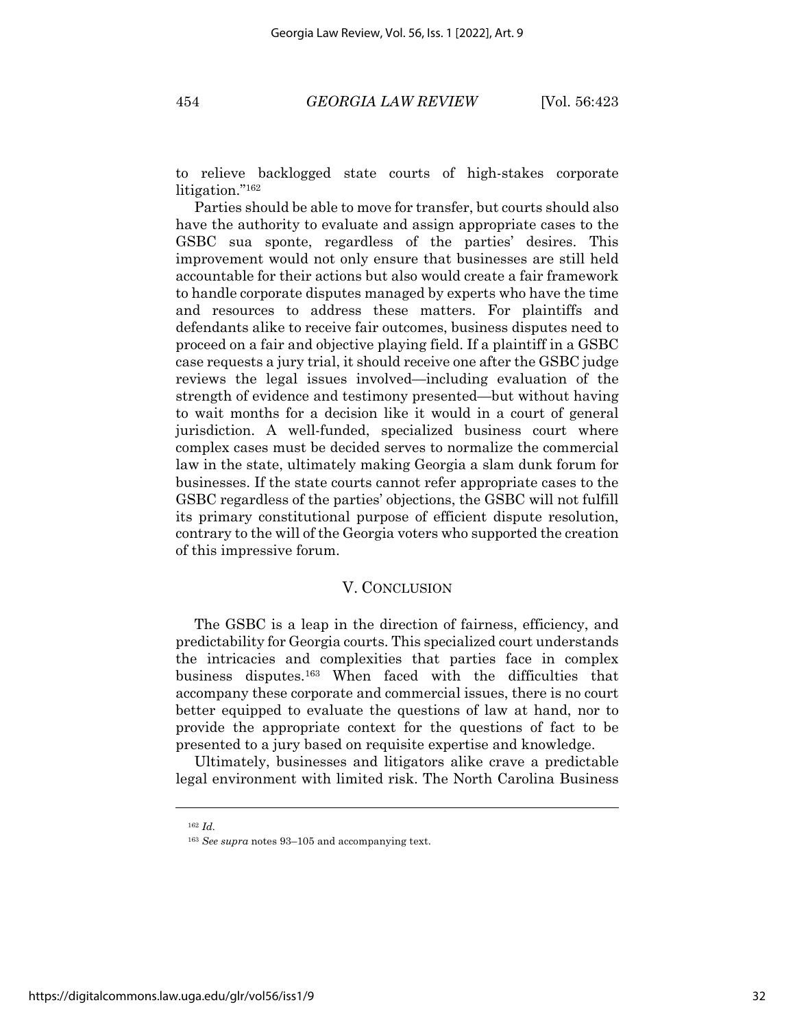to relieve backlogged state courts of high-stakes corporate litigation."[162]

Parties should be able to move for transfer, but courts should also have the authority to evaluate and assign appropriate cases to the GSBC sua sponte, regardless of the parties' desires. This improvement would not only ensure that businesses are still held accountable for their actions but also would create a fair framework to handle corporate disputes managed by experts who have the time and resources to address these matters. For plaintiffs and defendants alike to receive fair outcomes, business disputes need to proceed on a fair and objective playing field. If a plaintiff in a GSBC case requests a jury trial, it should receive one after the GSBC judge reviews the legal issues involved—including evaluation of the strength of evidence and testimony presented—but without having to wait months for a decision like it would in a court of general jurisdiction. A well-funded, specialized business court where complex cases must be decided serves to normalize the commercial law in the state, ultimately making Georgia a slam dunk forum for businesses. If the state courts cannot refer appropriate cases to the GSBC regardless of the parties' objections, the GSBC will not fulfill its primary constitutional purpose of efficient dispute resolution, contrary to the will of the Georgia voters who supported the creation of this impressive forum.

## V. CONCLUSION

The GSBC is a leap in the direction of fairness, efficiency, and predictability for Georgia courts. This specialized court understands the intricacies and complexities that parties face in complex business disputes.[163] When faced with the difficulties that accompany these corporate and commercial issues, there is no court better equipped to evaluate the questions of law at hand, nor to provide the appropriate context for the questions of fact to be presented to a jury based on requisite expertise and knowledge.

Ultimately, businesses and litigators alike crave a predictable legal environment with limited risk. The North Carolina Business

---

[162] *Id.*

[163] *See supra* notes 93–105 and accompanying text.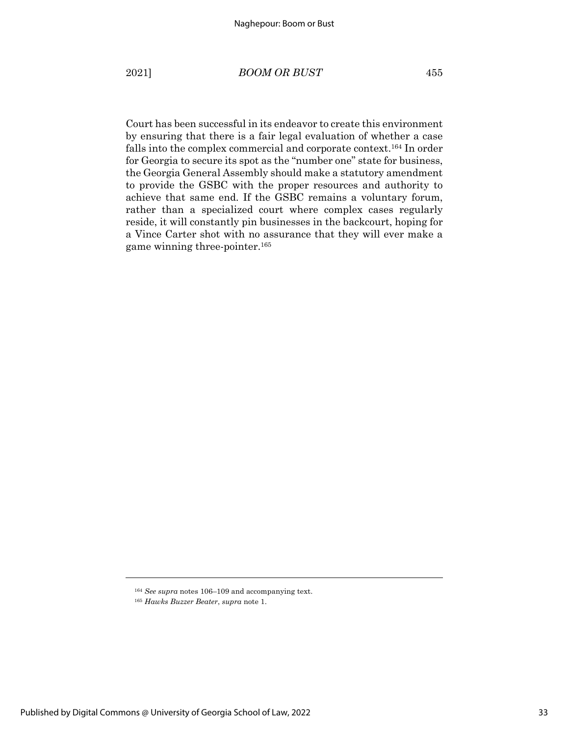Court has been successful in its endeavor to create this environment by ensuring that there is a fair legal evaluation of whether a case falls into the complex commercial and corporate context.[164] In order for Georgia to secure its spot as the "number one" state for business, the Georgia General Assembly should make a statutory amendment to provide the GSBC with the proper resources and authority to achieve that same end. If the GSBC remains a voluntary forum, rather than a specialized court where complex cases regularly reside, it will constantly pin businesses in the backcourt, hoping for a Vince Carter shot with no assurance that they will ever make a game winning three-pointer.[165]

---

[164] *See supra* notes 106–109 and accompanying text.

[165] *Hawks Buzzer Beater*, *supra* note 1.